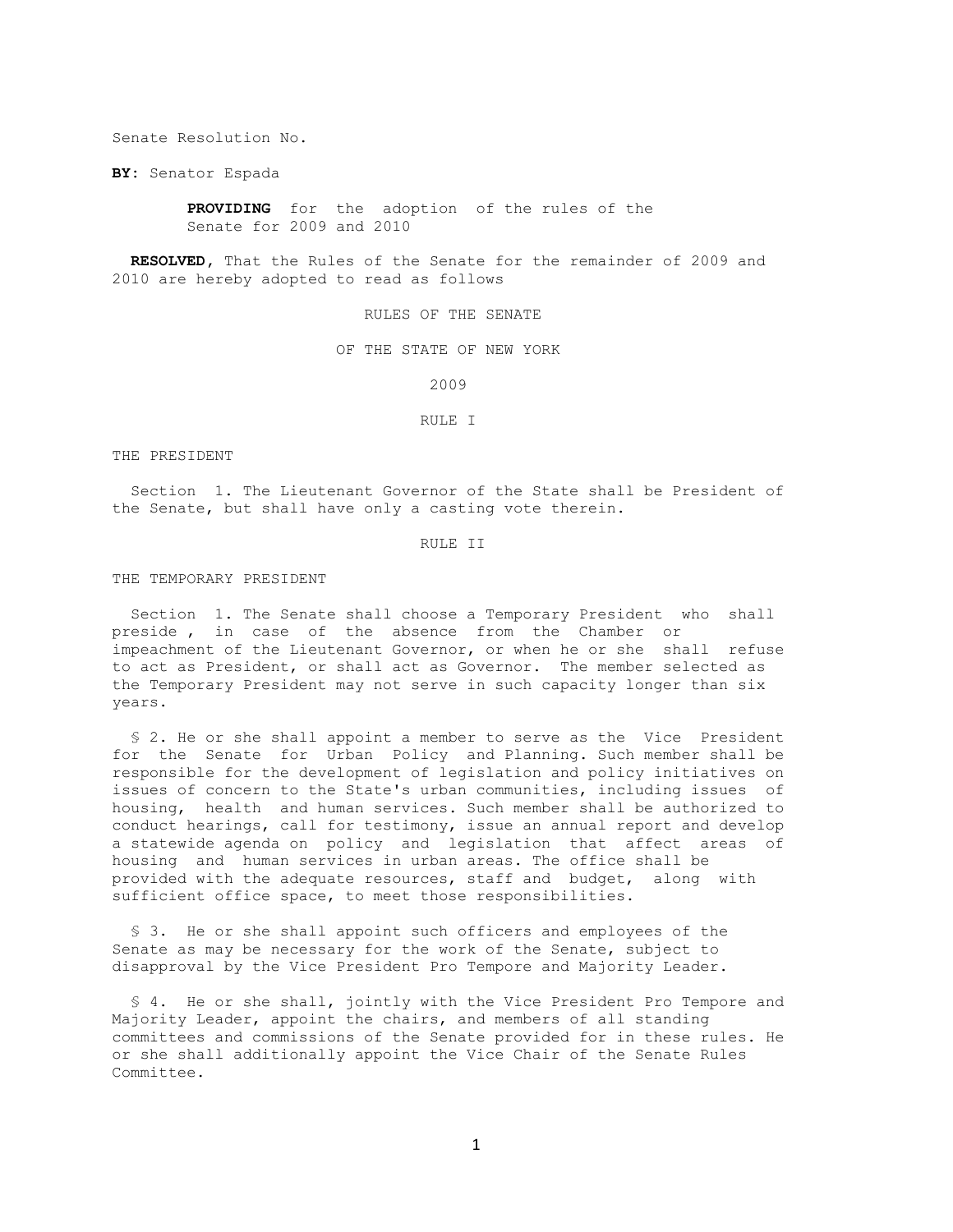Senate Resolution No.

**BY:** Senator Espada

**PROVIDING** for the adoption of the rules of the Senate for 2009 and 2010

**RESOLVED,** That the Rules of the Senate for the remainder of 2009 and 2010 are hereby adopted to read as follows

# RULES OF THE SENATE

# OF THE STATE OF NEW YORK

# 2009

## RULE I

### THE PRESIDENT

Section 1. The Lieutenant Governor of the State shall be President of the Senate, but shall have only a casting vote therein.

## RULE II

### THE TEMPORARY PRESIDENT

Section 1. The Senate shall choose a Temporary President who shall preside , in case of the absence from the Chamber or impeachment of the Lieutenant Governor, or when he or she shall refuse to act as President, or shall act as Governor. The member selected as the Temporary President may not serve in such capacity longer than six years.

§ 2. He or she shall appoint a member to serve as the Vice President for the Senate for Urban Policy and Planning. Such member shall be responsible for the development of legislation and policy initiatives on issues of concern to the State's urban communities, including issues of housing, health and human services. Such member shall be authorized to conduct hearings, call for testimony, issue an annual report and develop a statewide agenda on policy and legislation that affect areas of housing and human services in urban areas. The office shall be provided with the adequate resources, staff and budget, along with sufficient office space, to meet those responsibilities.

§ 3. He or she shall appoint such officers and employees of the Senate as may be necessary for the work of the Senate, subject to disapproval by the Vice President Pro Tempore and Majority Leader.

§ 4. He or she shall, jointly with the Vice President Pro Tempore and Majority Leader, appoint the chairs, and members of all standing committees and commissions of the Senate provided for in these rules. He or she shall additionally appoint the Vice Chair of the Senate Rules Committee.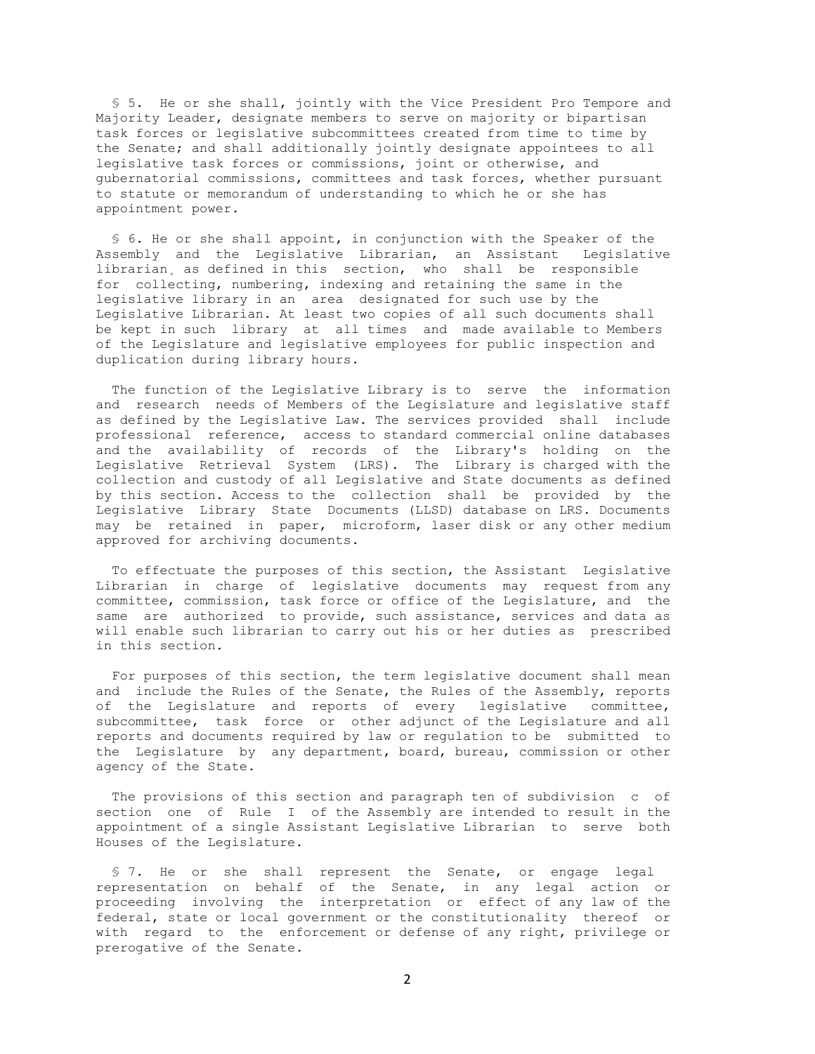§ 5. He or she shall, jointly with the Vice President Pro Tempore and Majority Leader, designate members to serve on majority or bipartisan task forces or legislative subcommittees created from time to time by the Senate; and shall additionally jointly designate appointees to all legislative task forces or commissions, joint or otherwise, and gubernatorial commissions, committees and task forces, whether pursuant to statute or memorandum of understanding to which he or she has appointment power.

§ 6. He or she shall appoint, in conjunction with the Speaker of the Assembly and the Legislative Librarian, an Assistant Legislative librarian, as defined in this section, who shall be responsible for collecting, numbering, indexing and retaining the same in the legislative library in an area designated for such use by the Legislative Librarian. At least two copies of all such documents shall be kept in such library at all times and made available to Members of the Legislature and legislative employees for public inspection and duplication during library hours.

The function of the Legislative Library is to serve the information and research needs of Members of the Legislature and legislative staff as defined by the Legislative Law. The services provided shall include professional reference, access to standard commercial online databases and the availability of records of the Library's holding on the Legislative Retrieval System (LRS). The Library is charged with the collection and custody of all Legislative and State documents as defined by this section. Access to the collection shall be provided by the Legislative Library State Documents (LLSD) database on LRS. Documents may be retained in paper, microform, laser disk or any other medium approved for archiving documents.

To effectuate the purposes of this section, the Assistant Legislative Librarian in charge of legislative documents may request from any committee, commission, task force or office of the Legislature, and the same are authorized to provide, such assistance, services and data as will enable such librarian to carry out his or her duties as prescribed in this section.

For purposes of this section, the term legislative document shall mean and include the Rules of the Senate, the Rules of the Assembly, reports of the Legislature and reports of every legislative committee, subcommittee, task force or other adjunct of the Legislature and all reports and documents required by law or regulation to be submitted to the Legislature by any department, board, bureau, commission or other agency of the State.

The provisions of this section and paragraph ten of subdivision c of section one of Rule I of the Assembly are intended to result in the appointment of a single Assistant Legislative Librarian to serve both Houses of the Legislature.

§ 7. He or she shall represent the Senate, or engage legal representation on behalf of the Senate, in any legal action or proceeding involving the interpretation or effect of any law of the federal, state or local government or the constitutionality thereof or with regard to the enforcement or defense of any right, privilege or prerogative of the Senate.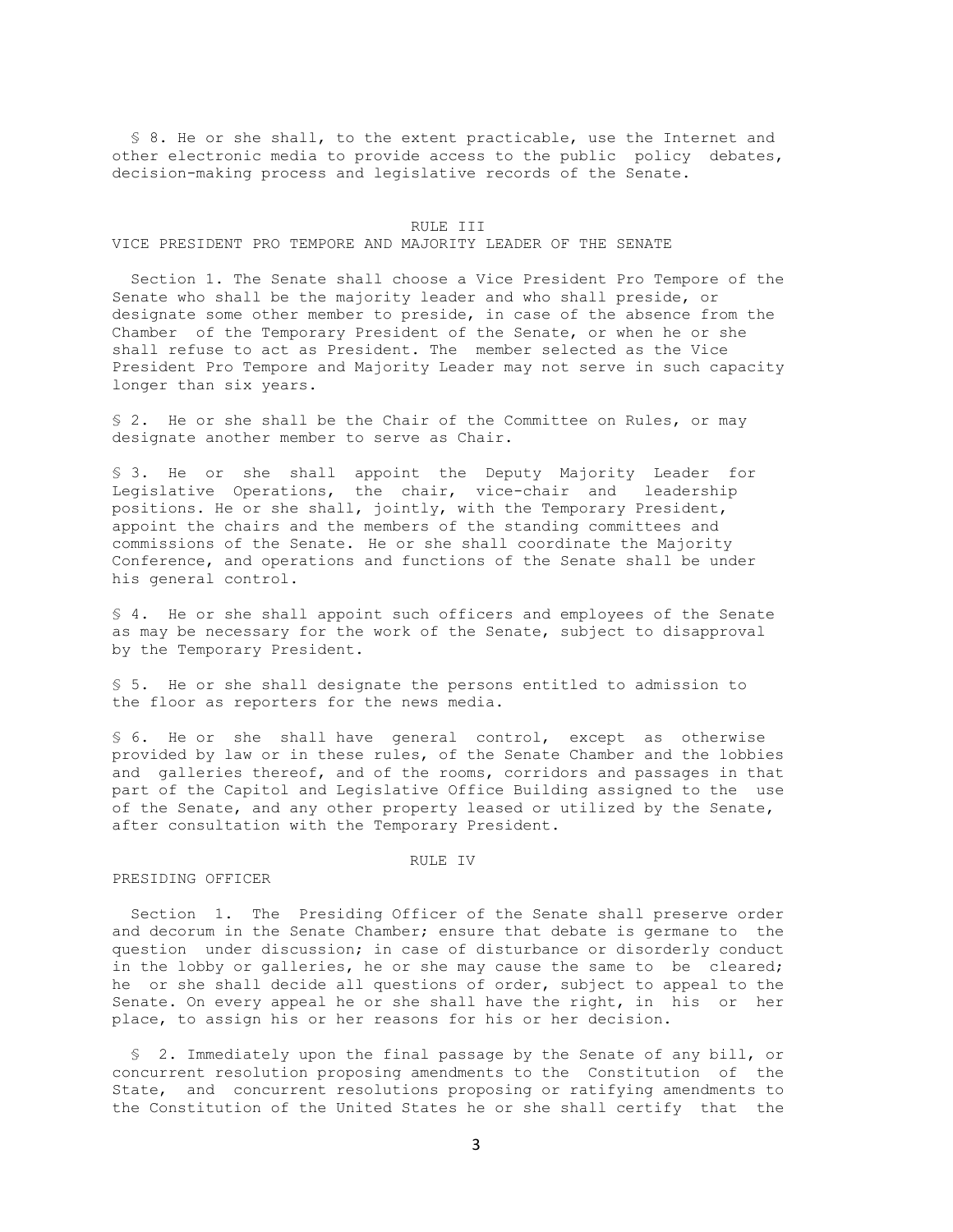§ 8. He or she shall, to the extent practicable, use the Internet and other electronic media to provide access to the public policy debates, decision-making process and legislative records of the Senate.

## RULE III
## VICE PRESIDENT PRO TEMPORE AND MAJORITY LEADER OF THE SENATE

Section 1. The Senate shall choose a Vice President Pro Tempore of the Senate who shall be the majority leader and who shall preside, or designate some other member to preside, in case of the absence from the Chamber of the Temporary President of the Senate, or when he or she shall refuse to act as President. The member selected as the Vice President Pro Tempore and Majority Leader may not serve in such capacity longer than six years.

§ 2. He or she shall be the Chair of the Committee on Rules, or may designate another member to serve as Chair.

§ 3. He or she shall appoint the Deputy Majority Leader for Legislative Operations, the chair, vice-chair and leadership positions. He or she shall, jointly, with the Temporary President, appoint the chairs and the members of the standing committees and commissions of the Senate. He or she shall coordinate the Majority Conference, and operations and functions of the Senate shall be under his general control.

§ 4. He or she shall appoint such officers and employees of the Senate as may be necessary for the work of the Senate, subject to disapproval by the Temporary President.

§ 5. He or she shall designate the persons entitled to admission to the floor as reporters for the news media.

§ 6. He or she shall have general control, except as otherwise provided by law or in these rules, of the Senate Chamber and the lobbies and galleries thereof, and of the rooms, corridors and passages in that part of the Capitol and Legislative Office Building assigned to the use of the Senate, and any other property leased or utilized by the Senate, after consultation with the Temporary President.

## RULE IV
## PRESIDING OFFICER

Section 1. The Presiding Officer of the Senate shall preserve order and decorum in the Senate Chamber; ensure that debate is germane to the question under discussion; in case of disturbance or disorderly conduct in the lobby or galleries, he or she may cause the same to be cleared; he or she shall decide all questions of order, subject to appeal to the Senate. On every appeal he or she shall have the right, in his or her place, to assign his or her reasons for his or her decision.

§ 2. Immediately upon the final passage by the Senate of any bill, or concurrent resolution proposing amendments to the Constitution of the State, and concurrent resolutions proposing or ratifying amendments to the Constitution of the United States he or she shall certify that the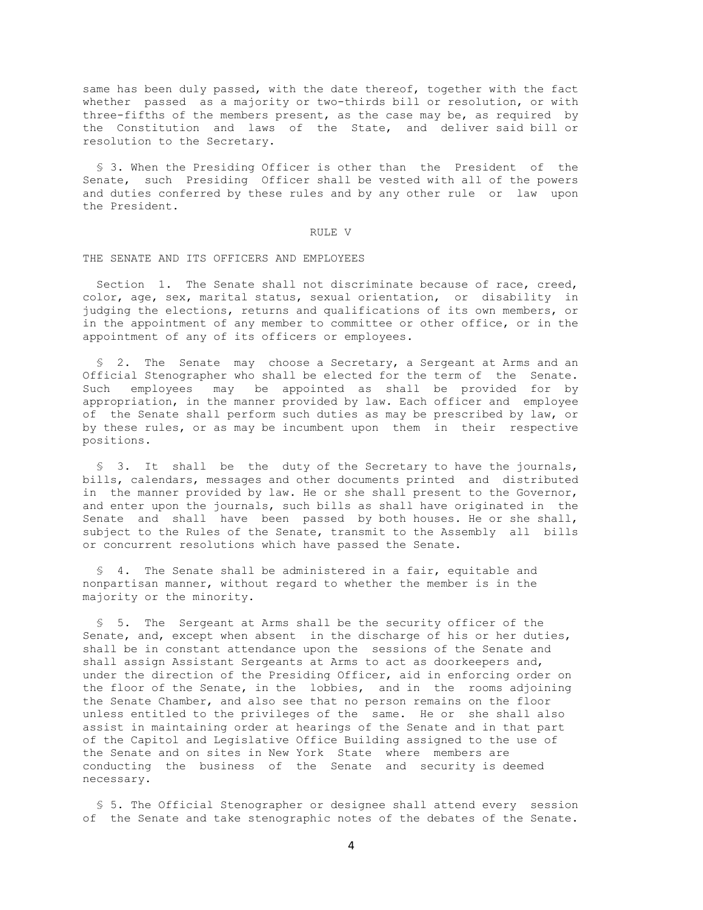same has been duly passed, with the date thereof, together with the fact whether passed as a majority or two-thirds bill or resolution, or with three-fifths of the members present, as the case may be, as required by the Constitution and laws of the State, and deliver said bill or resolution to the Secretary.

§ 3. When the Presiding Officer is other than the President of the Senate, such Presiding Officer shall be vested with all of the powers and duties conferred by these rules and by any other rule or law upon the President.

## RULE V

### THE SENATE AND ITS OFFICERS AND EMPLOYEES

Section 1. The Senate shall not discriminate because of race, creed, color, age, sex, marital status, sexual orientation, or disability in judging the elections, returns and qualifications of its own members, or in the appointment of any member to committee or other office, or in the appointment of any of its officers or employees.

§ 2. The Senate may choose a Secretary, a Sergeant at Arms and an Official Stenographer who shall be elected for the term of the Senate. Such employees may be appointed as shall be provided for by appropriation, in the manner provided by law. Each officer and employee of the Senate shall perform such duties as may be prescribed by law, or by these rules, or as may be incumbent upon them in their respective positions.

§ 3. It shall be the duty of the Secretary to have the journals, bills, calendars, messages and other documents printed and distributed in the manner provided by law. He or she shall present to the Governor, and enter upon the journals, such bills as shall have originated in the Senate and shall have been passed by both houses. He or she shall, subject to the Rules of the Senate, transmit to the Assembly all bills or concurrent resolutions which have passed the Senate.

§ 4. The Senate shall be administered in a fair, equitable and nonpartisan manner, without regard to whether the member is in the majority or the minority.

§ 5. The Sergeant at Arms shall be the security officer of the Senate, and, except when absent in the discharge of his or her duties, shall be in constant attendance upon the sessions of the Senate and shall assign Assistant Sergeants at Arms to act as doorkeepers and, under the direction of the Presiding Officer, aid in enforcing order on the floor of the Senate, in the lobbies, and in the rooms adjoining the Senate Chamber, and also see that no person remains on the floor unless entitled to the privileges of the same. He or she shall also assist in maintaining order at hearings of the Senate and in that part of the Capitol and Legislative Office Building assigned to the use of the Senate and on sites in New York State where members are conducting the business of the Senate and security is deemed necessary.

§ 5. The Official Stenographer or designee shall attend every session of the Senate and take stenographic notes of the debates of the Senate.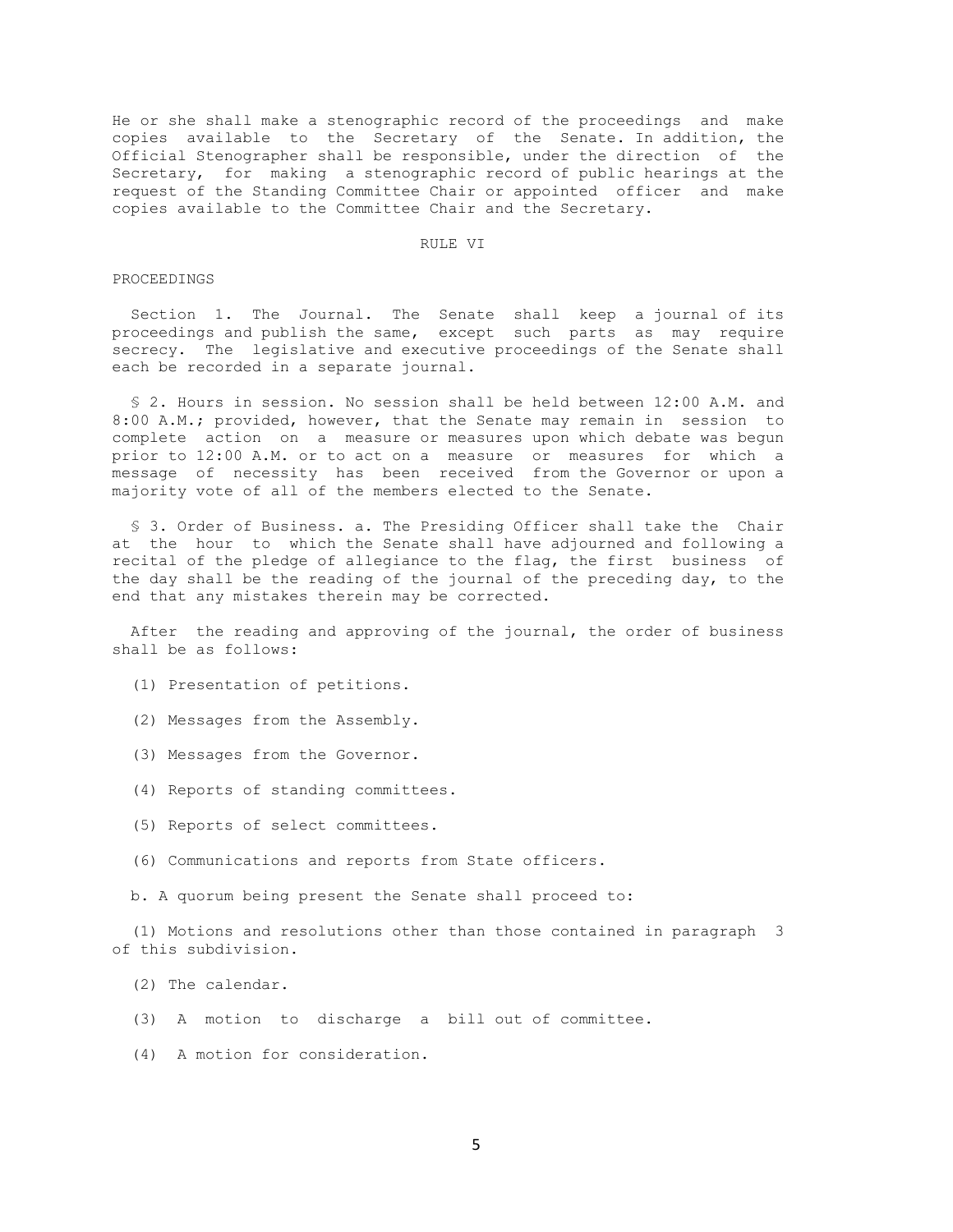He or she shall make a stenographic record of the proceedings and make copies available to the Secretary of the Senate. In addition, the Official Stenographer shall be responsible, under the direction of the Secretary, for making a stenographic record of public hearings at the request of the Standing Committee Chair or appointed officer and make copies available to the Committee Chair and the Secretary.

## RULE VI

### PROCEEDINGS

Section 1. The Journal. The Senate shall keep a journal of its proceedings and publish the same, except such parts as may require secrecy. The legislative and executive proceedings of the Senate shall each be recorded in a separate journal.

§ 2. Hours in session. No session shall be held between 12:00 A.M. and 8:00 A.M.; provided, however, that the Senate may remain in session to complete action on a measure or measures upon which debate was begun prior to 12:00 A.M. or to act on a measure or measures for which a message of necessity has been received from the Governor or upon a majority vote of all of the members elected to the Senate.

§ 3. Order of Business. a. The Presiding Officer shall take the Chair at the hour to which the Senate shall have adjourned and following a recital of the pledge of allegiance to the flag, the first business of the day shall be the reading of the journal of the preceding day, to the end that any mistakes therein may be corrected.

After the reading and approving of the journal, the order of business shall be as follows:

(1) Presentation of petitions.

(2) Messages from the Assembly.

(3) Messages from the Governor.

(4) Reports of standing committees.

(5) Reports of select committees.

(6) Communications and reports from State officers.

b. A quorum being present the Senate shall proceed to:

(1) Motions and resolutions other than those contained in paragraph 3 of this subdivision.

(2) The calendar.

(3) A motion to discharge a bill out of committee.

(4) A motion for consideration.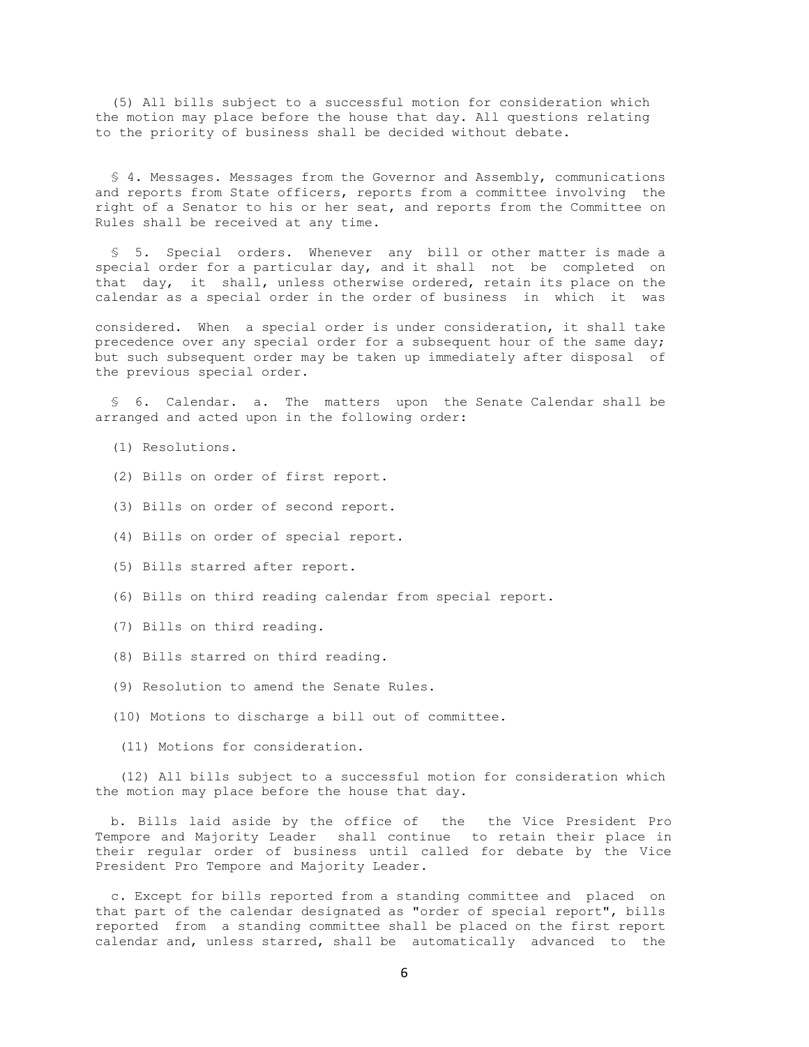(5) All bills subject to a successful motion for consideration which the motion may place before the house that day. All questions relating to the priority of business shall be decided without debate.

§ 4. Messages. Messages from the Governor and Assembly, communications and reports from State officers, reports from a committee involving the right of a Senator to his or her seat, and reports from the Committee on Rules shall be received at any time.

§ 5. Special orders. Whenever any bill or other matter is made a special order for a particular day, and it shall not be completed on that day, it shall, unless otherwise ordered, retain its place on the calendar as a special order in the order of business in which it was considered. When a special order is under consideration, it shall take precedence over any special order for a subsequent hour of the same day; but such subsequent order may be taken up immediately after disposal of the previous special order.

§ 6. Calendar. a. The matters upon the Senate Calendar shall be arranged and acted upon in the following order:

(1) Resolutions.

(2) Bills on order of first report.

(3) Bills on order of second report.

(4) Bills on order of special report.

(5) Bills starred after report.

(6) Bills on third reading calendar from special report.

(7) Bills on third reading.

(8) Bills starred on third reading.

(9) Resolution to amend the Senate Rules.

(10) Motions to discharge a bill out of committee.

(11) Motions for consideration.

(12) All bills subject to a successful motion for consideration which the motion may place before the house that day.

b. Bills laid aside by the office of the the Vice President Pro Tempore and Majority Leader shall continue to retain their place in their regular order of business until called for debate by the Vice President Pro Tempore and Majority Leader.

c. Except for bills reported from a standing committee and placed on that part of the calendar designated as "order of special report", bills reported from a standing committee shall be placed on the first report calendar and, unless starred, shall be automatically advanced to the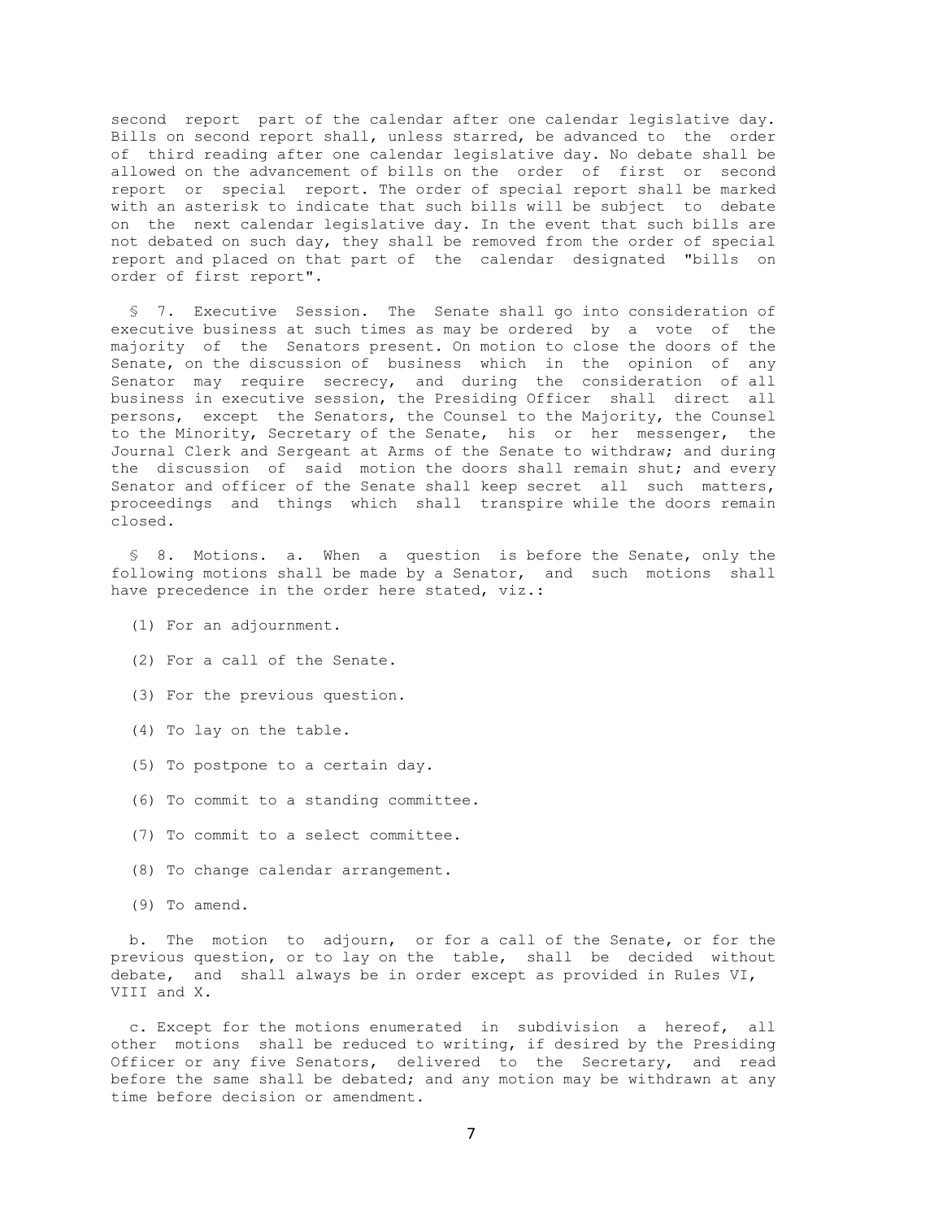second report part of the calendar after one calendar legislative day. Bills on second report shall, unless starred, be advanced to the order of third reading after one calendar legislative day. No debate shall be allowed on the advancement of bills on the order of first or second report or special report. The order of special report shall be marked with an asterisk to indicate that such bills will be subject to debate on the next calendar legislative day. In the event that such bills are not debated on such day, they shall be removed from the order of special report and placed on that part of the calendar designated "bills on order of first report".

§ 7. Executive Session. The Senate shall go into consideration of executive business at such times as may be ordered by a vote of the majority of the Senators present. On motion to close the doors of the Senate, on the discussion of business which in the opinion of any Senator may require secrecy, and during the consideration of all business in executive session, the Presiding Officer shall direct all persons, except the Senators, the Counsel to the Majority, the Counsel to the Minority, Secretary of the Senate, his or her messenger, the Journal Clerk and Sergeant at Arms of the Senate to withdraw; and during the discussion of said motion the doors shall remain shut; and every Senator and officer of the Senate shall keep secret all such matters, proceedings and things which shall transpire while the doors remain closed.

§ 8. Motions. a. When a question is before the Senate, only the following motions shall be made by a Senator, and such motions shall have precedence in the order here stated, viz.:

(1) For an adjournment.

(2) For a call of the Senate.

(3) For the previous question.

(4) To lay on the table.

(5) To postpone to a certain day.

(6) To commit to a standing committee.

(7) To commit to a select committee.

(8) To change calendar arrangement.

(9) To amend.

b. The motion to adjourn, or for a call of the Senate, or for the previous question, or to lay on the table, shall be decided without debate, and shall always be in order except as provided in Rules VI, VIII and X.

c. Except for the motions enumerated in subdivision a hereof, all other motions shall be reduced to writing, if desired by the Presiding Officer or any five Senators, delivered to the Secretary, and read before the same shall be debated; and any motion may be withdrawn at any time before decision or amendment.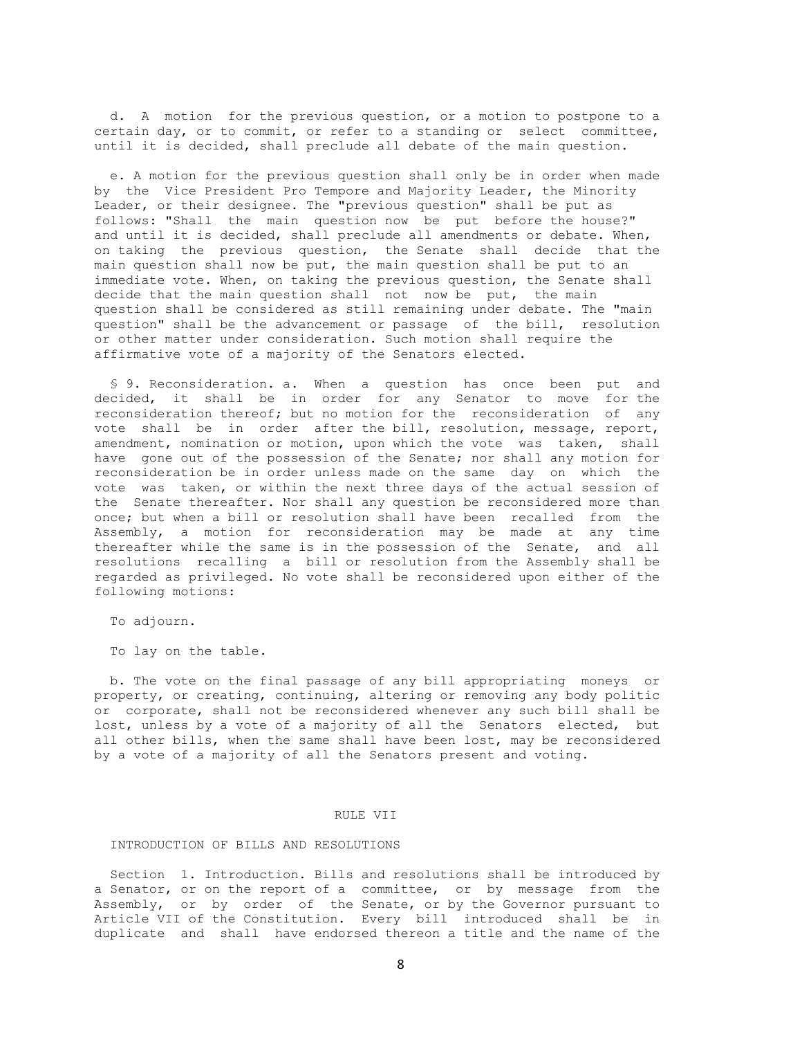d. A motion for the previous question, or a motion to postpone to a certain day, or to commit, or refer to a standing or select committee, until it is decided, shall preclude all debate of the main question.

e. A motion for the previous question shall only be in order when made by the Vice President Pro Tempore and Majority Leader, the Minority Leader, or their designee. The "previous question" shall be put as follows: "Shall the main question now be put before the house?" and until it is decided, shall preclude all amendments or debate. When, on taking the previous question, the Senate shall decide that the main question shall now be put, the main question shall be put to an immediate vote. When, on taking the previous question, the Senate shall decide that the main question shall not now be put, the main question shall be considered as still remaining under debate. The "main question" shall be the advancement or passage of the bill, resolution or other matter under consideration. Such motion shall require the affirmative vote of a majority of the Senators elected.

§ 9. Reconsideration. a. When a question has once been put and decided, it shall be in order for any Senator to move for the reconsideration thereof; but no motion for the reconsideration of any vote shall be in order after the bill, resolution, message, report, amendment, nomination or motion, upon which the vote was taken, shall have gone out of the possession of the Senate; nor shall any motion for reconsideration be in order unless made on the same day on which the vote was taken, or within the next three days of the actual session of the Senate thereafter. Nor shall any question be reconsidered more than once; but when a bill or resolution shall have been recalled from the Assembly, a motion for reconsideration may be made at any time thereafter while the same is in the possession of the Senate, and all resolutions recalling a bill or resolution from the Assembly shall be regarded as privileged. No vote shall be reconsidered upon either of the following motions:

To adjourn.

To lay on the table.

b. The vote on the final passage of any bill appropriating moneys or property, or creating, continuing, altering or removing any body politic or corporate, shall not be reconsidered whenever any such bill shall be lost, unless by a vote of a majority of all the Senators elected, but all other bills, when the same shall have been lost, may be reconsidered by a vote of a majority of all the Senators present and voting.

## RULE VII

### INTRODUCTION OF BILLS AND RESOLUTIONS

Section 1. Introduction. Bills and resolutions shall be introduced by a Senator, or on the report of a committee, or by message from the Assembly, or by order of the Senate, or by the Governor pursuant to Article VII of the Constitution. Every bill introduced shall be in duplicate and shall have endorsed thereon a title and the name of the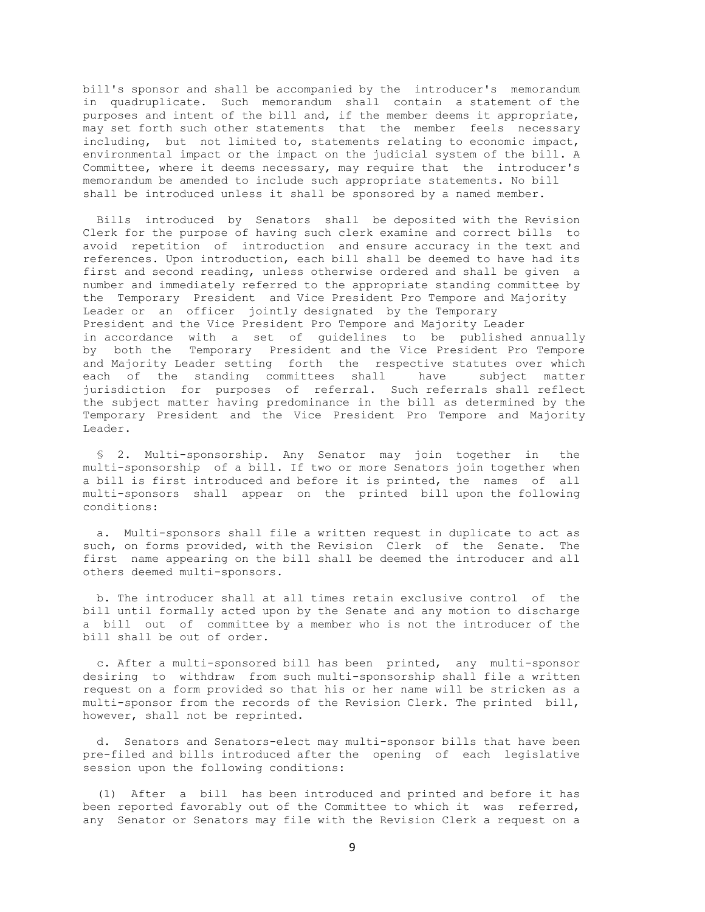bill's sponsor and shall be accompanied by the introducer's memorandum in quadruplicate. Such memorandum shall contain a statement of the purposes and intent of the bill and, if the member deems it appropriate, may set forth such other statements that the member feels necessary including, but not limited to, statements relating to economic impact, environmental impact or the impact on the judicial system of the bill. A Committee, where it deems necessary, may require that the introducer's memorandum be amended to include such appropriate statements. No bill shall be introduced unless it shall be sponsored by a named member.

Bills introduced by Senators shall be deposited with the Revision Clerk for the purpose of having such clerk examine and correct bills to avoid repetition of introduction and ensure accuracy in the text and references. Upon introduction, each bill shall be deemed to have had its first and second reading, unless otherwise ordered and shall be given a number and immediately referred to the appropriate standing committee by the Temporary President and Vice President Pro Tempore and Majority Leader or an officer jointly designated by the Temporary President and the Vice President Pro Tempore and Majority Leader in accordance with a set of guidelines to be published annually by both the Temporary President and the Vice President Pro Tempore and Majority Leader setting forth the respective statutes over which each of the standing committees shall have subject matter jurisdiction for purposes of referral. Such referrals shall reflect the subject matter having predominance in the bill as determined by the Temporary President and the Vice President Pro Tempore and Majority Leader.

§ 2. Multi-sponsorship. Any Senator may join together in the multi-sponsorship of a bill. If two or more Senators join together when a bill is first introduced and before it is printed, the names of all multi-sponsors shall appear on the printed bill upon the following conditions:

a. Multi-sponsors shall file a written request in duplicate to act as such, on forms provided, with the Revision Clerk of the Senate. The first name appearing on the bill shall be deemed the introducer and all others deemed multi-sponsors.

b. The introducer shall at all times retain exclusive control of the bill until formally acted upon by the Senate and any motion to discharge a bill out of committee by a member who is not the introducer of the bill shall be out of order.

c. After a multi-sponsored bill has been printed, any multi-sponsor desiring to withdraw from such multi-sponsorship shall file a written request on a form provided so that his or her name will be stricken as a multi-sponsor from the records of the Revision Clerk. The printed bill, however, shall not be reprinted.

d. Senators and Senators-elect may multi-sponsor bills that have been pre-filed and bills introduced after the opening of each legislative session upon the following conditions:

(1) After a bill has been introduced and printed and before it has been reported favorably out of the Committee to which it was referred, any Senator or Senators may file with the Revision Clerk a request on a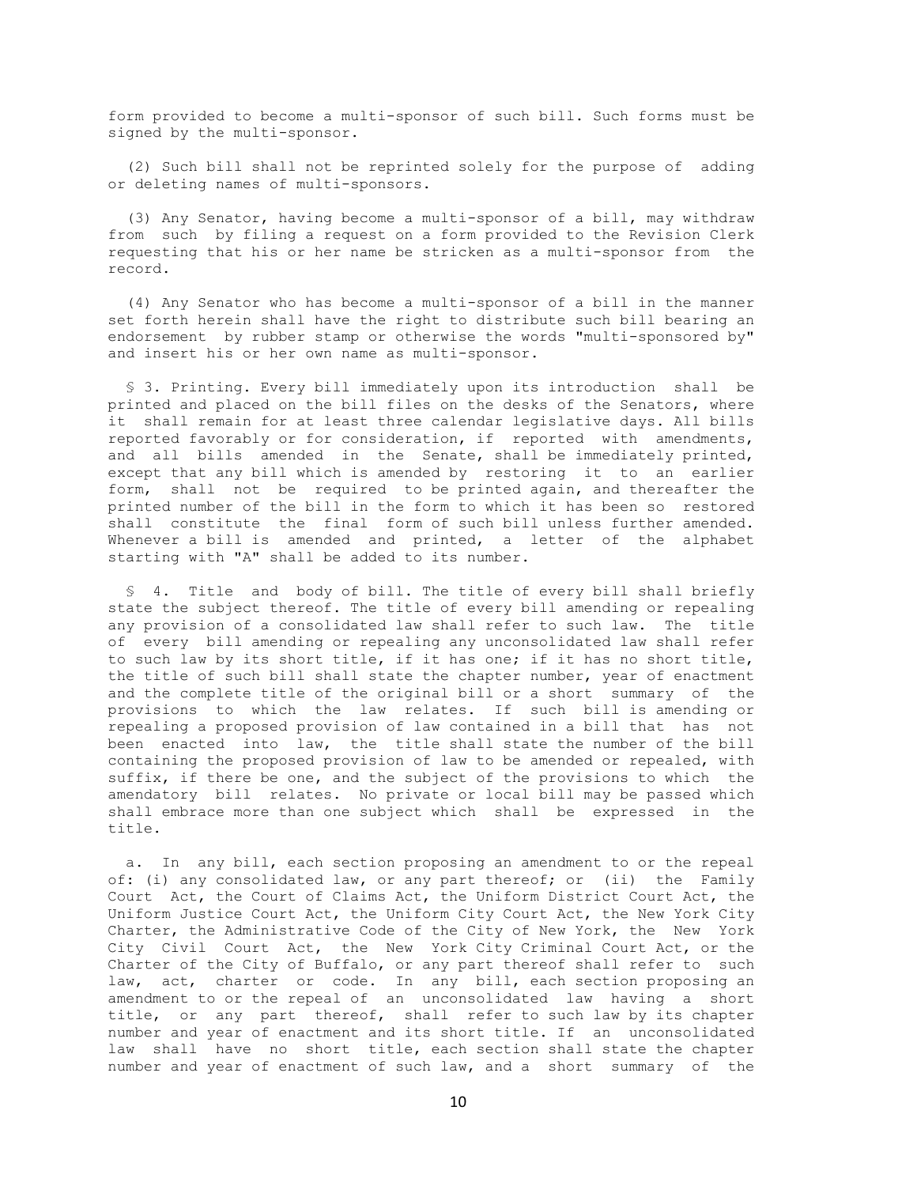form provided to become a multi-sponsor of such bill. Such forms must be signed by the multi-sponsor.

(2) Such bill shall not be reprinted solely for the purpose of adding or deleting names of multi-sponsors.

(3) Any Senator, having become a multi-sponsor of a bill, may withdraw from such by filing a request on a form provided to the Revision Clerk requesting that his or her name be stricken as a multi-sponsor from the record.

(4) Any Senator who has become a multi-sponsor of a bill in the manner set forth herein shall have the right to distribute such bill bearing an endorsement by rubber stamp or otherwise the words "multi-sponsored by" and insert his or her own name as multi-sponsor.

§ 3. Printing. Every bill immediately upon its introduction shall be printed and placed on the bill files on the desks of the Senators, where it shall remain for at least three calendar legislative days. All bills reported favorably or for consideration, if reported with amendments, and all bills amended in the Senate, shall be immediately printed, except that any bill which is amended by restoring it to an earlier form, shall not be required to be printed again, and thereafter the printed number of the bill in the form to which it has been so restored shall constitute the final form of such bill unless further amended. Whenever a bill is amended and printed, a letter of the alphabet starting with "A" shall be added to its number.

§ 4. Title and body of bill. The title of every bill shall briefly state the subject thereof. The title of every bill amending or repealing any provision of a consolidated law shall refer to such law. The title of every bill amending or repealing any unconsolidated law shall refer to such law by its short title, if it has one; if it has no short title, the title of such bill shall state the chapter number, year of enactment and the complete title of the original bill or a short summary of the provisions to which the law relates. If such bill is amending or repealing a proposed provision of law contained in a bill that has not been enacted into law, the title shall state the number of the bill containing the proposed provision of law to be amended or repealed, with suffix, if there be one, and the subject of the provisions to which the amendatory bill relates. No private or local bill may be passed which shall embrace more than one subject which shall be expressed in the title.

a. In any bill, each section proposing an amendment to or the repeal of: (i) any consolidated law, or any part thereof; or (ii) the Family Court Act, the Court of Claims Act, the Uniform District Court Act, the Uniform Justice Court Act, the Uniform City Court Act, the New York City Charter, the Administrative Code of the City of New York, the New York City Civil Court Act, the New York City Criminal Court Act, or the Charter of the City of Buffalo, or any part thereof shall refer to such law, act, charter or code. In any bill, each section proposing an amendment to or the repeal of an unconsolidated law having a short title, or any part thereof, shall refer to such law by its chapter number and year of enactment and its short title. If an unconsolidated law shall have no short title, each section shall state the chapter number and year of enactment of such law, and a short summary of the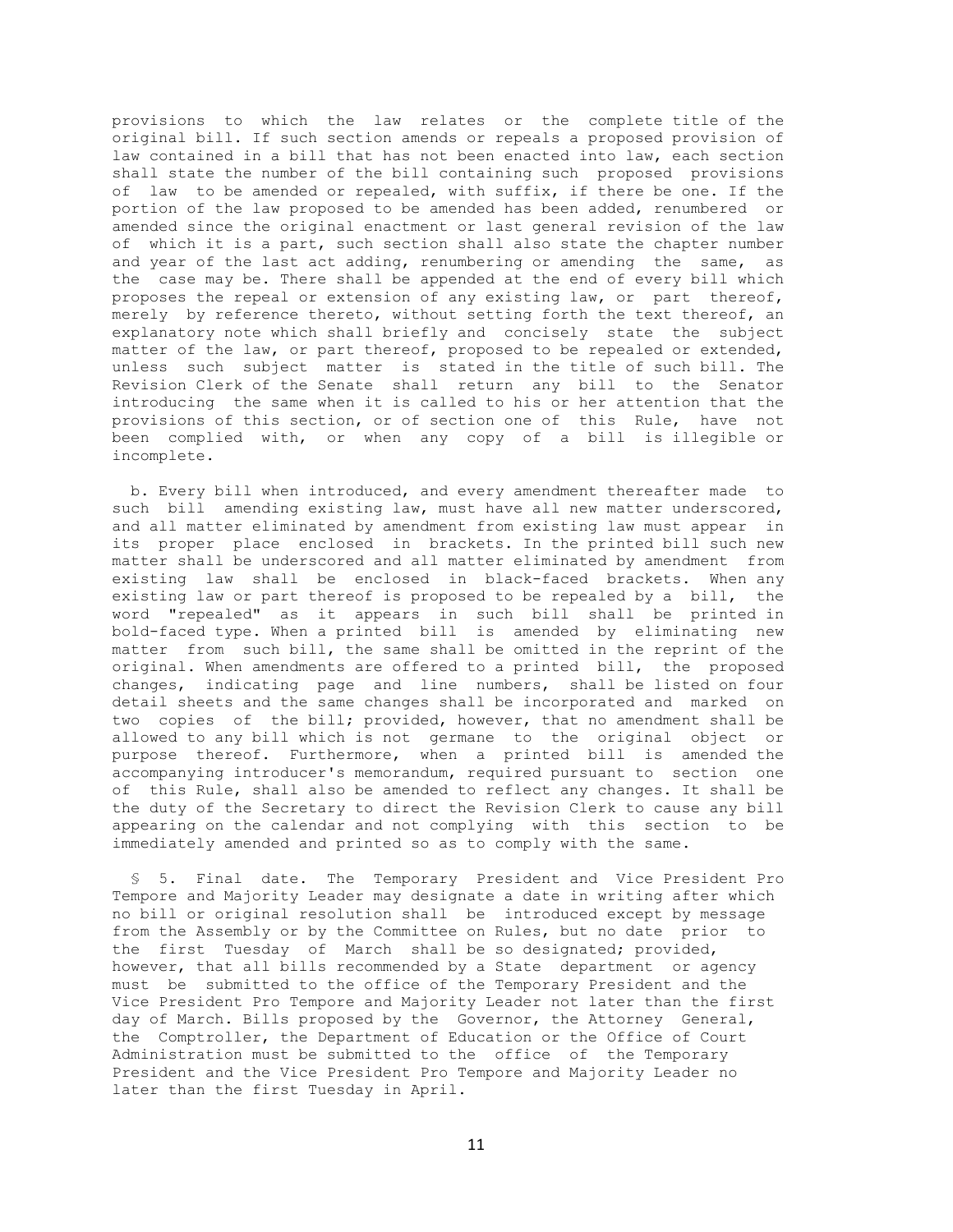provisions to which the law relates or the complete title of the original bill. If such section amends or repeals a proposed provision of law contained in a bill that has not been enacted into law, each section shall state the number of the bill containing such proposed provisions of law to be amended or repealed, with suffix, if there be one. If the portion of the law proposed to be amended has been added, renumbered or amended since the original enactment or last general revision of the law of which it is a part, such section shall also state the chapter number and year of the last act adding, renumbering or amending the same, as the case may be. There shall be appended at the end of every bill which proposes the repeal or extension of any existing law, or part thereof, merely by reference thereto, without setting forth the text thereof, an explanatory note which shall briefly and concisely state the subject matter of the law, or part thereof, proposed to be repealed or extended, unless such subject matter is stated in the title of such bill. The Revision Clerk of the Senate shall return any bill to the Senator introducing the same when it is called to his or her attention that the provisions of this section, or of section one of this Rule, have not been complied with, or when any copy of a bill is illegible or incomplete.

b. Every bill when introduced, and every amendment thereafter made to such bill amending existing law, must have all new matter underscored, and all matter eliminated by amendment from existing law must appear in its proper place enclosed in brackets. In the printed bill such new matter shall be underscored and all matter eliminated by amendment from existing law shall be enclosed in black-faced brackets. When any existing law or part thereof is proposed to be repealed by a bill, the word "repealed" as it appears in such bill shall be printed in bold-faced type. When a printed bill is amended by eliminating new matter from such bill, the same shall be omitted in the reprint of the original. When amendments are offered to a printed bill, the proposed changes, indicating page and line numbers, shall be listed on four detail sheets and the same changes shall be incorporated and marked on two copies of the bill; provided, however, that no amendment shall be allowed to any bill which is not germane to the original object or purpose thereof. Furthermore, when a printed bill is amended the accompanying introducer's memorandum, required pursuant to section one of this Rule, shall also be amended to reflect any changes. It shall be the duty of the Secretary to direct the Revision Clerk to cause any bill appearing on the calendar and not complying with this section to be immediately amended and printed so as to comply with the same.

§ 5. Final date. The Temporary President and Vice President Pro Tempore and Majority Leader may designate a date in writing after which no bill or original resolution shall be introduced except by message from the Assembly or by the Committee on Rules, but no date prior to the first Tuesday of March shall be so designated; provided, however, that all bills recommended by a State department or agency must be submitted to the office of the Temporary President and the Vice President Pro Tempore and Majority Leader not later than the first day of March. Bills proposed by the Governor, the Attorney General, the Comptroller, the Department of Education or the Office of Court Administration must be submitted to the office of the Temporary President and the Vice President Pro Tempore and Majority Leader no later than the first Tuesday in April.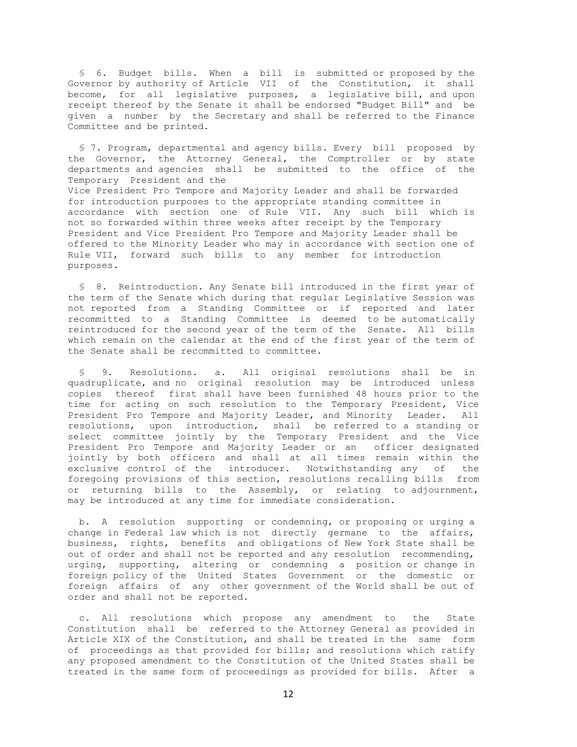§ 6. Budget bills. When a bill is submitted or proposed by the Governor by authority of Article VII of the Constitution, it shall become, for all legislative purposes, a legislative bill, and upon receipt thereof by the Senate it shall be endorsed "Budget Bill" and be given a number by the Secretary and shall be referred to the Finance Committee and be printed.

§ 7. Program, departmental and agency bills. Every bill proposed by the Governor, the Attorney General, the Comptroller or by state departments and agencies shall be submitted to the office of the Temporary President and the Vice President Pro Tempore and Majority Leader and shall be forwarded for introduction purposes to the appropriate standing committee in accordance with section one of Rule VII. Any such bill which is not so forwarded within three weeks after receipt by the Temporary President and Vice President Pro Tempore and Majority Leader shall be offered to the Minority Leader who may in accordance with section one of Rule VII, forward such bills to any member for introduction purposes.

§ 8. Reintroduction. Any Senate bill introduced in the first year of the term of the Senate which during that regular Legislative Session was not reported from a Standing Committee or if reported and later recommitted to a Standing Committee is deemed to be automatically reintroduced for the second year of the term of the Senate. All bills which remain on the calendar at the end of the first year of the term of the Senate shall be recommitted to committee.

§ 9. Resolutions. a. All original resolutions shall be in quadruplicate, and no original resolution may be introduced unless copies thereof first shall have been furnished 48 hours prior to the time for acting on such resolution to the Temporary President, Vice President Pro Tempore and Majority Leader, and Minority Leader. All resolutions, upon introduction, shall be referred to a standing or select committee jointly by the Temporary President and the Vice President Pro Tempore and Majority Leader or an officer designated jointly by both officers and shall at all times remain within the exclusive control of the introducer. Notwithstanding any of the foregoing provisions of this section, resolutions recalling bills from or returning bills to the Assembly, or relating to adjournment, may be introduced at any time for immediate consideration.

b. A resolution supporting or condemning, or proposing or urging a change in Federal law which is not directly germane to the affairs, business, rights, benefits and obligations of New York State shall be out of order and shall not be reported and any resolution recommending, urging, supporting, altering or condemning a position or change in foreign policy of the United States Government or the domestic or foreign affairs of any other government of the World shall be out of order and shall not be reported.

c. All resolutions which propose any amendment to the State Constitution shall be referred to the Attorney General as provided in Article XIX of the Constitution, and shall be treated in the same form of proceedings as that provided for bills; and resolutions which ratify any proposed amendment to the Constitution of the United States shall be treated in the same form of proceedings as provided for bills. After a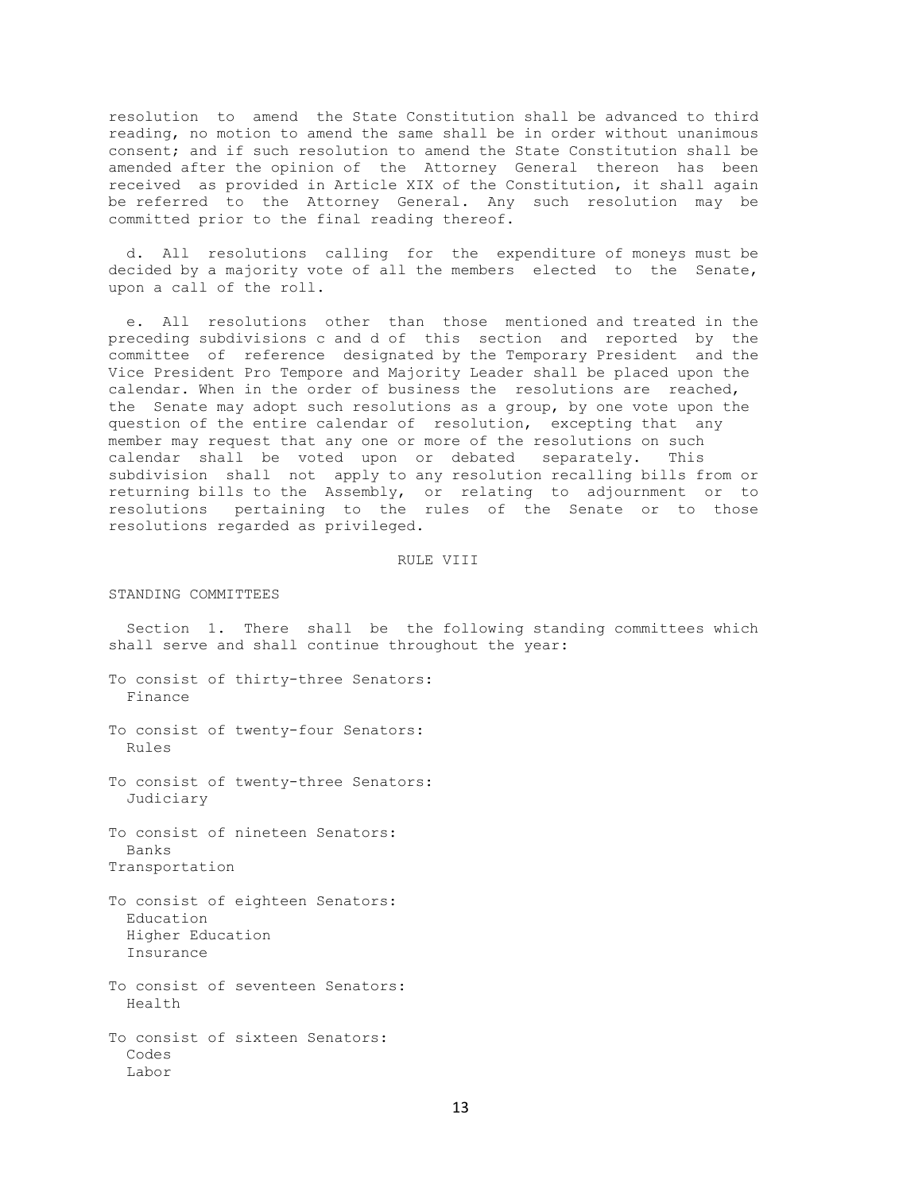resolution to amend the State Constitution shall be advanced to third reading, no motion to amend the same shall be in order without unanimous consent; and if such resolution to amend the State Constitution shall be amended after the opinion of the Attorney General thereon has been received as provided in Article XIX of the Constitution, it shall again be referred to the Attorney General. Any such resolution may be committed prior to the final reading thereof.

d. All resolutions calling for the expenditure of moneys must be decided by a majority vote of all the members elected to the Senate, upon a call of the roll.

e. All resolutions other than those mentioned and treated in the preceding subdivisions c and d of this section and reported by the committee of reference designated by the Temporary President and the Vice President Pro Tempore and Majority Leader shall be placed upon the calendar. When in the order of business the resolutions are reached, the Senate may adopt such resolutions as a group, by one vote upon the question of the entire calendar of resolution, excepting that any member may request that any one or more of the resolutions on such calendar shall be voted upon or debated separately. This subdivision shall not apply to any resolution recalling bills from or returning bills to the Assembly, or relating to adjournment or to resolutions pertaining to the rules of the Senate or to those resolutions regarded as privileged.

## RULE VIII

### STANDING COMMITTEES

Section 1. There shall be the following standing committees which shall serve and shall continue throughout the year:

To consist of thirty-three Senators:
- Finance

To consist of twenty-four Senators:
- Rules

To consist of twenty-three Senators:
- Judiciary

To consist of nineteen Senators:
- Banks
- Transportation

To consist of eighteen Senators:
- Education
- Higher Education
- Insurance

To consist of seventeen Senators:
- Health

To consist of sixteen Senators:
- Codes
- Labor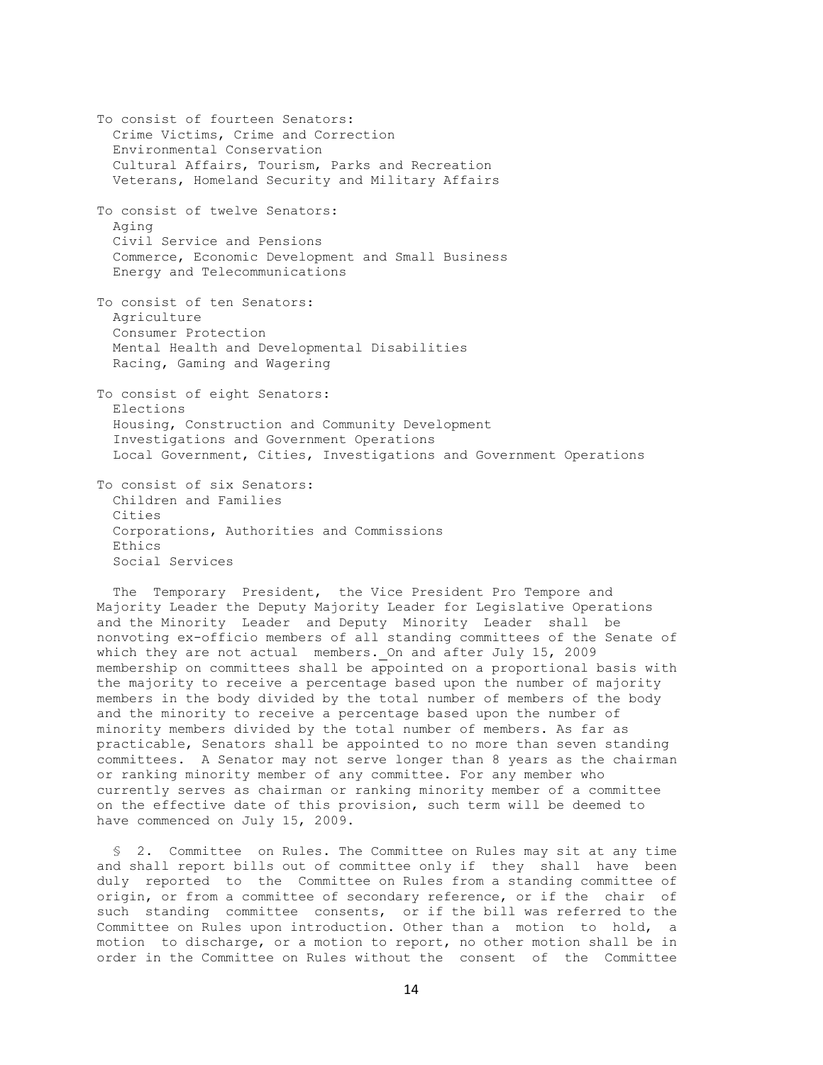To consist of fourteen Senators:
- Crime Victims, Crime and Correction
- Environmental Conservation
- Cultural Affairs, Tourism, Parks and Recreation
- Veterans, Homeland Security and Military Affairs

To consist of twelve Senators:
- Aging
- Civil Service and Pensions
- Commerce, Economic Development and Small Business
- Energy and Telecommunications

To consist of ten Senators:
- Agriculture
- Consumer Protection
- Mental Health and Developmental Disabilities
- Racing, Gaming and Wagering

To consist of eight Senators:
- Elections
- Housing, Construction and Community Development
- Investigations and Government Operations
- Local Government, Cities, Investigations and Government Operations

To consist of six Senators:
- Children and Families
- Cities
- Corporations, Authorities and Commissions
- Ethics
- Social Services

The Temporary President, the Vice President Pro Tempore and Majority Leader the Deputy Majority Leader for Legislative Operations and the Minority Leader and Deputy Minority Leader shall be nonvoting ex-officio members of all standing committees of the Senate of which they are not actual members. On and after July 15, 2009 membership on committees shall be appointed on a proportional basis with the majority to receive a percentage based upon the number of majority members in the body divided by the total number of members of the body and the minority to receive a percentage based upon the number of minority members divided by the total number of members. As far as practicable, Senators shall be appointed to no more than seven standing committees. A Senator may not serve longer than 8 years as the chairman or ranking minority member of any committee. For any member who currently serves as chairman or ranking minority member of a committee on the effective date of this provision, such term will be deemed to have commenced on July 15, 2009.

§ 2. Committee on Rules. The Committee on Rules may sit at any time and shall report bills out of committee only if they shall have been duly reported to the Committee on Rules from a standing committee of origin, or from a committee of secondary reference, or if the chair of such standing committee consents, or if the bill was referred to the Committee on Rules upon introduction. Other than a motion to hold, a motion to discharge, or a motion to report, no other motion shall be in order in the Committee on Rules without the consent of the Committee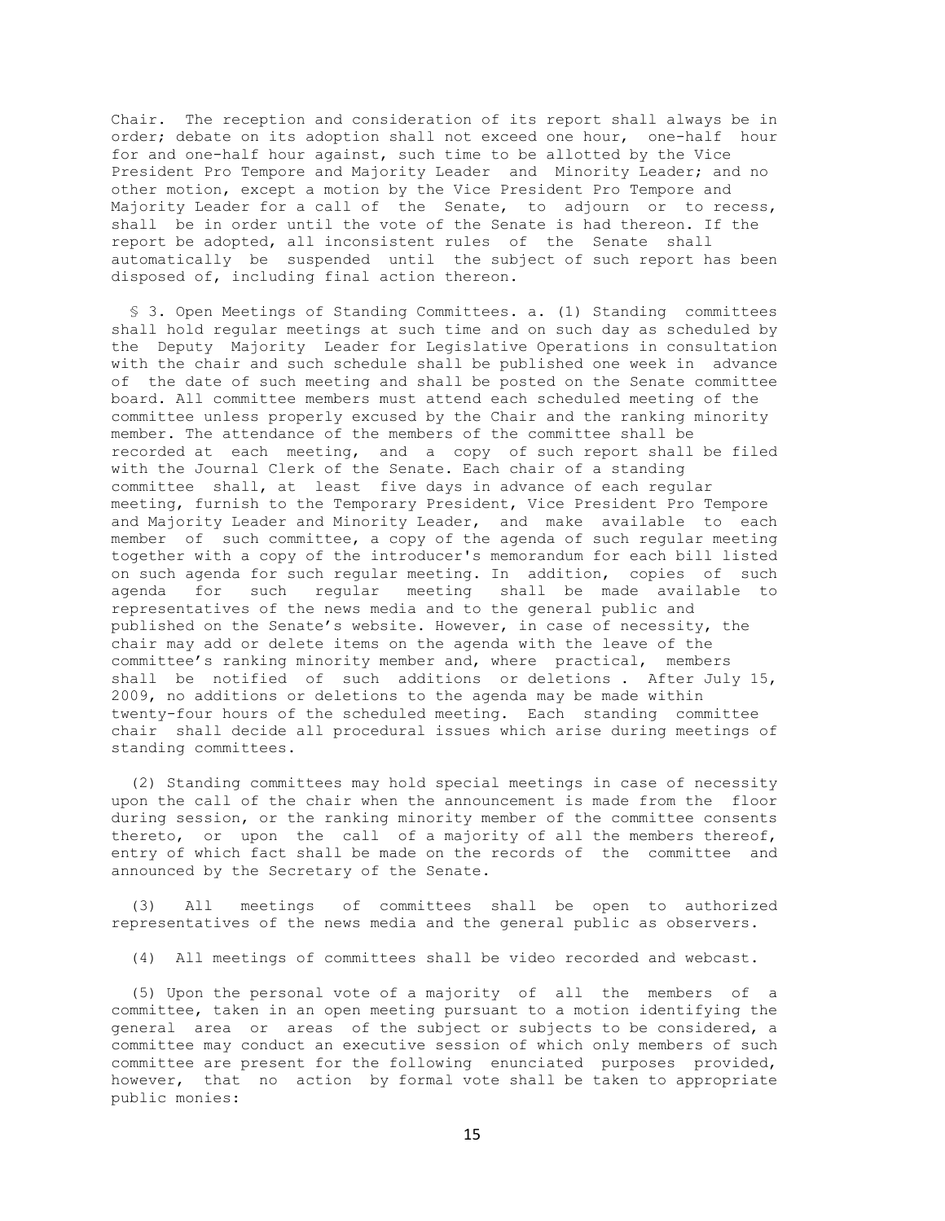Chair. The reception and consideration of its report shall always be in order; debate on its adoption shall not exceed one hour, one-half hour for and one-half hour against, such time to be allotted by the Vice President Pro Tempore and Majority Leader and Minority Leader; and no other motion, except a motion by the Vice President Pro Tempore and Majority Leader for a call of the Senate, to adjourn or to recess, shall be in order until the vote of the Senate is had thereon. If the report be adopted, all inconsistent rules of the Senate shall automatically be suspended until the subject of such report has been disposed of, including final action thereon.

§ 3. Open Meetings of Standing Committees. a. (1) Standing committees shall hold regular meetings at such time and on such day as scheduled by the Deputy Majority Leader for Legislative Operations in consultation with the chair and such schedule shall be published one week in advance of the date of such meeting and shall be posted on the Senate committee board. All committee members must attend each scheduled meeting of the committee unless properly excused by the Chair and the ranking minority member. The attendance of the members of the committee shall be recorded at each meeting, and a copy of such report shall be filed with the Journal Clerk of the Senate. Each chair of a standing committee shall, at least five days in advance of each regular meeting, furnish to the Temporary President, Vice President Pro Tempore and Majority Leader and Minority Leader, and make available to each member of such committee, a copy of the agenda of such regular meeting together with a copy of the introducer's memorandum for each bill listed on such agenda for such regular meeting. In addition, copies of such agenda for such regular meeting shall be made available to representatives of the news media and to the general public and published on the Senate's website. However, in case of necessity, the chair may add or delete items on the agenda with the leave of the committee's ranking minority member and, where practical, members shall be notified of such additions or deletions . After July 15, 2009, no additions or deletions to the agenda may be made within twenty-four hours of the scheduled meeting. Each standing committee chair shall decide all procedural issues which arise during meetings of standing committees.

(2) Standing committees may hold special meetings in case of necessity upon the call of the chair when the announcement is made from the floor during session, or the ranking minority member of the committee consents thereto, or upon the call of a majority of all the members thereof, entry of which fact shall be made on the records of the committee and announced by the Secretary of the Senate.

(3) All meetings of committees shall be open to authorized representatives of the news media and the general public as observers.

(4) All meetings of committees shall be video recorded and webcast.

(5) Upon the personal vote of a majority of all the members of a committee, taken in an open meeting pursuant to a motion identifying the general area or areas of the subject or subjects to be considered, a committee may conduct an executive session of which only members of such committee are present for the following enunciated purposes provided, however, that no action by formal vote shall be taken to appropriate public monies: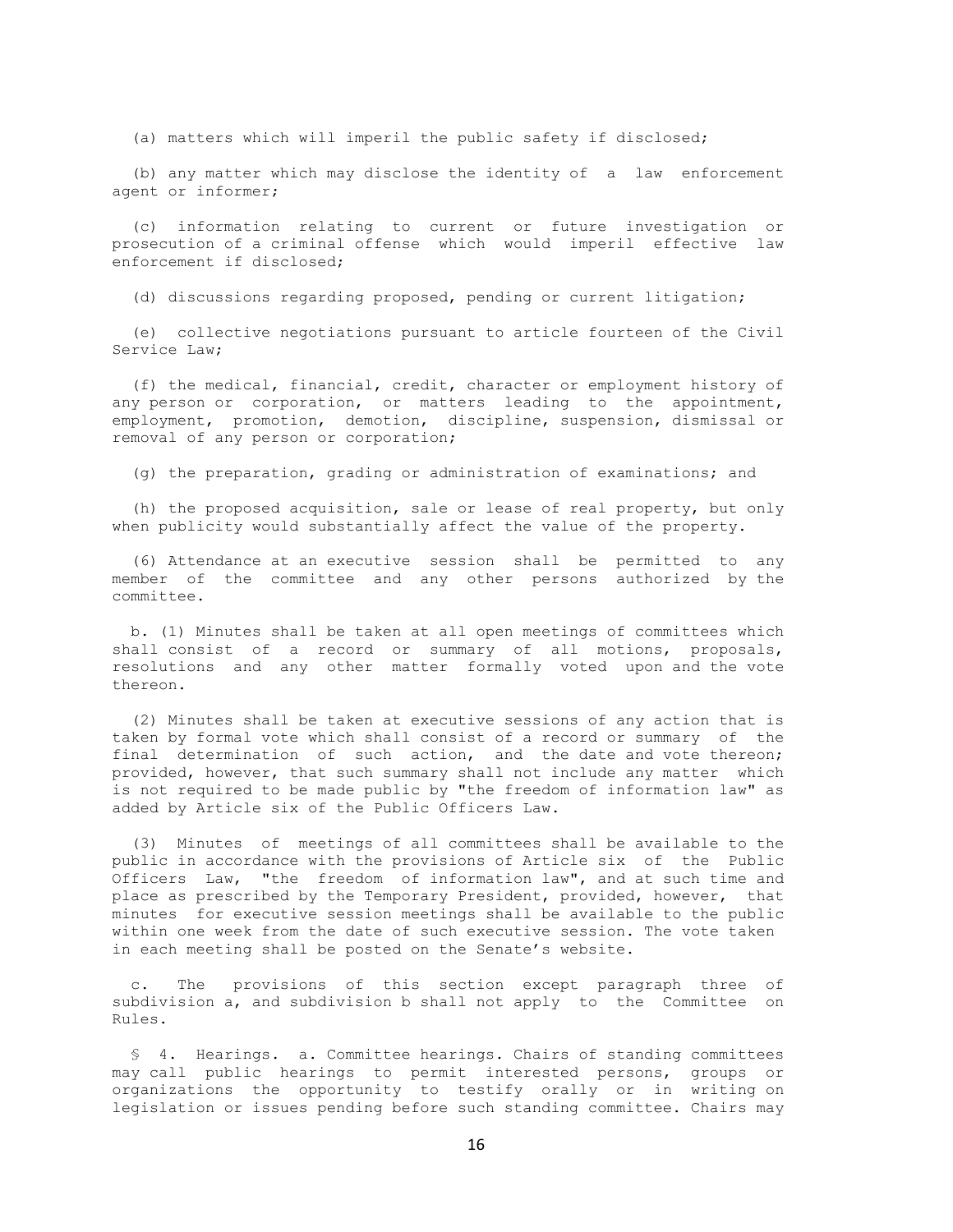(a) matters which will imperil the public safety if disclosed;

(b) any matter which may disclose the identity of a law enforcement agent or informer;

(c) information relating to current or future investigation or prosecution of a criminal offense which would imperil effective law enforcement if disclosed;

(d) discussions regarding proposed, pending or current litigation;

(e) collective negotiations pursuant to article fourteen of the Civil Service Law;

(f) the medical, financial, credit, character or employment history of any person or corporation, or matters leading to the appointment, employment, promotion, demotion, discipline, suspension, dismissal or removal of any person or corporation;

(g) the preparation, grading or administration of examinations; and

(h) the proposed acquisition, sale or lease of real property, but only when publicity would substantially affect the value of the property.

(6) Attendance at an executive session shall be permitted to any member of the committee and any other persons authorized by the committee.

b. (1) Minutes shall be taken at all open meetings of committees which shall consist of a record or summary of all motions, proposals, resolutions and any other matter formally voted upon and the vote thereon.

(2) Minutes shall be taken at executive sessions of any action that is taken by formal vote which shall consist of a record or summary of the final determination of such action, and the date and vote thereon; provided, however, that such summary shall not include any matter which is not required to be made public by "the freedom of information law" as added by Article six of the Public Officers Law.

(3) Minutes of meetings of all committees shall be available to the public in accordance with the provisions of Article six of the Public Officers Law, "the freedom of information law", and at such time and place as prescribed by the Temporary President, provided, however, that minutes for executive session meetings shall be available to the public within one week from the date of such executive session. The vote taken in each meeting shall be posted on the Senate's website.

c. The provisions of this section except paragraph three of subdivision a, and subdivision b shall not apply to the Committee on Rules.

§ 4. Hearings. a. Committee hearings. Chairs of standing committees may call public hearings to permit interested persons, groups or organizations the opportunity to testify orally or in writing on legislation or issues pending before such standing committee. Chairs may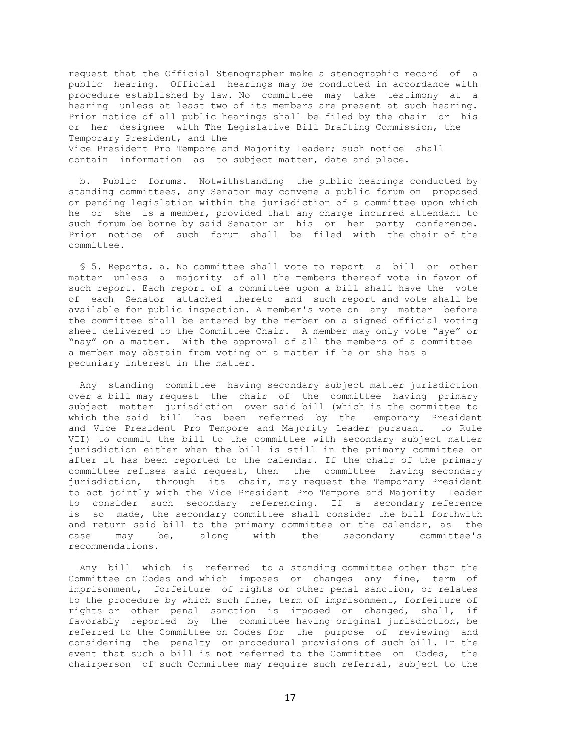request that the Official Stenographer make a stenographic record of a public hearing. Official hearings may be conducted in accordance with procedure established by law. No committee may take testimony at a hearing unless at least two of its members are present at such hearing. Prior notice of all public hearings shall be filed by the chair or his or her designee with The Legislative Bill Drafting Commission, the Temporary President, and the Vice President Pro Tempore and Majority Leader; such notice shall contain information as to subject matter, date and place.

b. Public forums. Notwithstanding the public hearings conducted by standing committees, any Senator may convene a public forum on proposed or pending legislation within the jurisdiction of a committee upon which he or she is a member, provided that any charge incurred attendant to such forum be borne by said Senator or his or her party conference. Prior notice of such forum shall be filed with the chair of the committee.

§ 5. Reports. a. No committee shall vote to report a bill or other matter unless a majority of all the members thereof vote in favor of such report. Each report of a committee upon a bill shall have the vote of each Senator attached thereto and such report and vote shall be available for public inspection. A member's vote on any matter before the committee shall be entered by the member on a signed official voting sheet delivered to the Committee Chair. A member may only vote "aye" or "nay" on a matter. With the approval of all the members of a committee a member may abstain from voting on a matter if he or she has a pecuniary interest in the matter.

Any standing committee having secondary subject matter jurisdiction over a bill may request the chair of the committee having primary subject matter jurisdiction over said bill (which is the committee to which the said bill has been referred by the Temporary President and Vice President Pro Tempore and Majority Leader pursuant to Rule VII) to commit the bill to the committee with secondary subject matter jurisdiction either when the bill is still in the primary committee or after it has been reported to the calendar. If the chair of the primary committee refuses said request, then the committee having secondary jurisdiction, through its chair, may request the Temporary President to act jointly with the Vice President Pro Tempore and Majority Leader to consider such secondary referencing. If a secondary reference is so made, the secondary committee shall consider the bill forthwith and return said bill to the primary committee or the calendar, as the case may be, along with the secondary committee's recommendations.

Any bill which is referred to a standing committee other than the Committee on Codes and which imposes or changes any fine, term of imprisonment, forfeiture of rights or other penal sanction, or relates to the procedure by which such fine, term of imprisonment, forfeiture of rights or other penal sanction is imposed or changed, shall, if favorably reported by the committee having original jurisdiction, be referred to the Committee on Codes for the purpose of reviewing and considering the penalty or procedural provisions of such bill. In the event that such a bill is not referred to the Committee on Codes, the chairperson of such Committee may require such referral, subject to the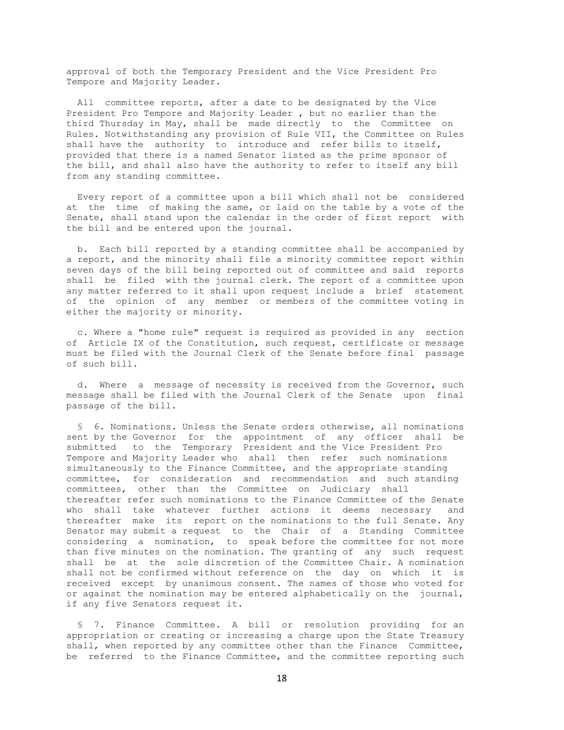approval of both the Temporary President and the Vice President Pro Tempore and Majority Leader.

All committee reports, after a date to be designated by the Vice President Pro Tempore and Majority Leader , but no earlier than the third Thursday in May, shall be made directly to the Committee on Rules. Notwithstanding any provision of Rule VII, the Committee on Rules shall have the authority to introduce and refer bills to itself, provided that there is a named Senator listed as the prime sponsor of the bill, and shall also have the authority to refer to itself any bill from any standing committee.

Every report of a committee upon a bill which shall not be considered at the time of making the same, or laid on the table by a vote of the Senate, shall stand upon the calendar in the order of first report with the bill and be entered upon the journal.

b. Each bill reported by a standing committee shall be accompanied by a report, and the minority shall file a minority committee report within seven days of the bill being reported out of committee and said reports shall be filed with the journal clerk. The report of a committee upon any matter referred to it shall upon request include a brief statement of the opinion of any member or members of the committee voting in either the majority or minority.

c. Where a "home rule" request is required as provided in any section of Article IX of the Constitution, such request, certificate or message must be filed with the Journal Clerk of the Senate before final passage of such bill.

d. Where a message of necessity is received from the Governor, such message shall be filed with the Journal Clerk of the Senate upon final passage of the bill.

§ 6. Nominations. Unless the Senate orders otherwise, all nominations sent by the Governor for the appointment of any officer shall be submitted to the Temporary President and the Vice President Pro Tempore and Majority Leader who shall then refer such nominations simultaneously to the Finance Committee, and the appropriate standing committee, for consideration and recommendation and such standing committees, other than the Committee on Judiciary shall thereafter refer such nominations to the Finance Committee of the Senate who shall take whatever further actions it deems necessary and thereafter make its report on the nominations to the full Senate. Any Senator may submit a request to the Chair of a Standing Committee considering a nomination, to speak before the committee for not more than five minutes on the nomination. The granting of any such request shall be at the sole discretion of the Committee Chair. A nomination shall not be confirmed without reference on the day on which it is received except by unanimous consent. The names of those who voted for or against the nomination may be entered alphabetically on the journal, if any five Senators request it.

§ 7. Finance Committee. A bill or resolution providing for an appropriation or creating or increasing a charge upon the State Treasury shall, when reported by any committee other than the Finance Committee, be referred to the Finance Committee, and the committee reporting such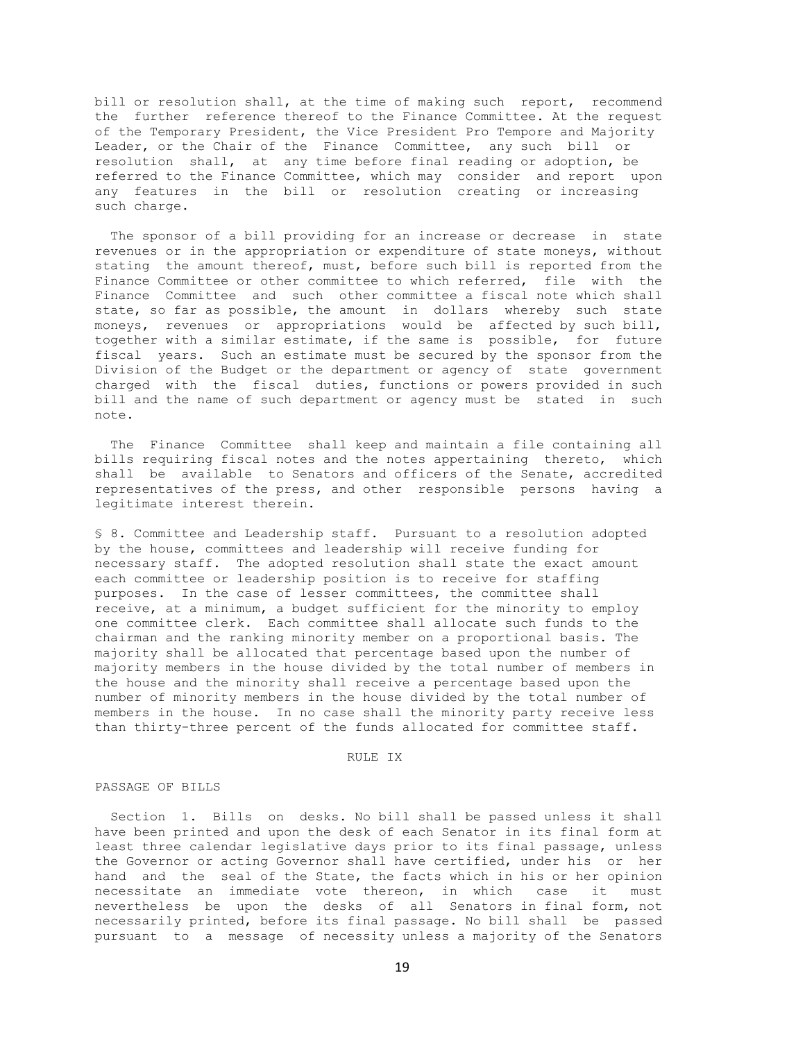bill or resolution shall, at the time of making such report, recommend the further reference thereof to the Finance Committee. At the request of the Temporary President, the Vice President Pro Tempore and Majority Leader, or the Chair of the Finance Committee, any such bill or resolution shall, at any time before final reading or adoption, be referred to the Finance Committee, which may consider and report upon any features in the bill or resolution creating or increasing such charge.

The sponsor of a bill providing for an increase or decrease in state revenues or in the appropriation or expenditure of state moneys, without stating the amount thereof, must, before such bill is reported from the Finance Committee or other committee to which referred, file with the Finance Committee and such other committee a fiscal note which shall state, so far as possible, the amount in dollars whereby such state moneys, revenues or appropriations would be affected by such bill, together with a similar estimate, if the same is possible, for future fiscal years. Such an estimate must be secured by the sponsor from the Division of the Budget or the department or agency of state government charged with the fiscal duties, functions or powers provided in such bill and the name of such department or agency must be stated in such note.

The Finance Committee shall keep and maintain a file containing all bills requiring fiscal notes and the notes appertaining thereto, which shall be available to Senators and officers of the Senate, accredited representatives of the press, and other responsible persons having a legitimate interest therein.

§ 8. Committee and Leadership staff. Pursuant to a resolution adopted by the house, committees and leadership will receive funding for necessary staff. The adopted resolution shall state the exact amount each committee or leadership position is to receive for staffing purposes. In the case of lesser committees, the committee shall receive, at a minimum, a budget sufficient for the minority to employ one committee clerk. Each committee shall allocate such funds to the chairman and the ranking minority member on a proportional basis. The majority shall be allocated that percentage based upon the number of majority members in the house divided by the total number of members in the house and the minority shall receive a percentage based upon the number of minority members in the house divided by the total number of members in the house. In no case shall the minority party receive less than thirty-three percent of the funds allocated for committee staff.

## RULE IX

### PASSAGE OF BILLS

Section 1. Bills on desks. No bill shall be passed unless it shall have been printed and upon the desk of each Senator in its final form at least three calendar legislative days prior to its final passage, unless the Governor or acting Governor shall have certified, under his or her hand and the seal of the State, the facts which in his or her opinion necessitate an immediate vote thereon, in which case it must nevertheless be upon the desks of all Senators in final form, not necessarily printed, before its final passage. No bill shall be passed pursuant to a message of necessity unless a majority of the Senators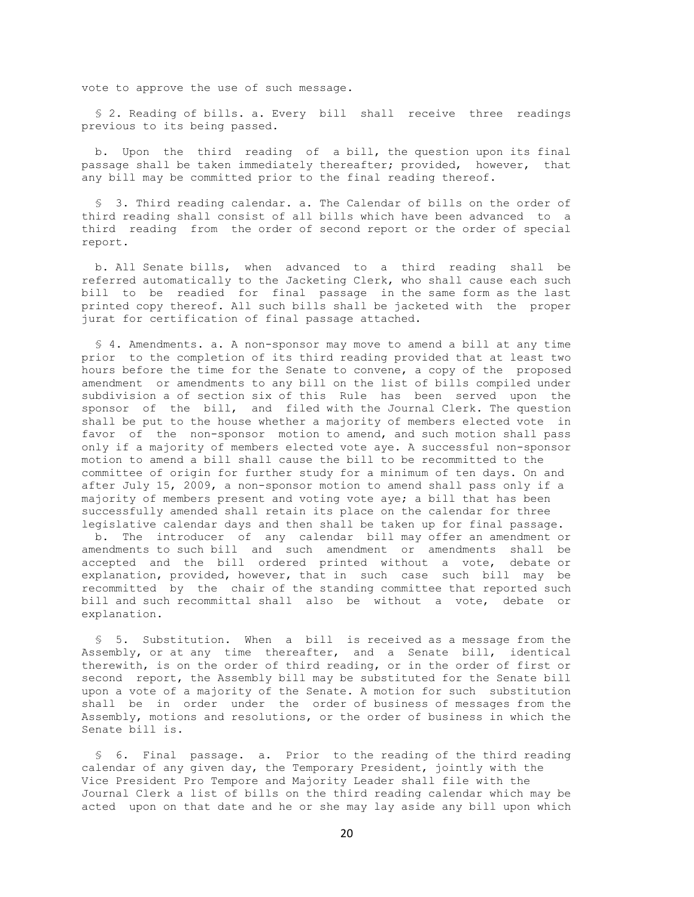vote to approve the use of such message.

§ 2. Reading of bills. a. Every bill shall receive three readings previous to its being passed.

b. Upon the third reading of a bill, the question upon its final passage shall be taken immediately thereafter; provided, however, that any bill may be committed prior to the final reading thereof.

§ 3. Third reading calendar. a. The Calendar of bills on the order of third reading shall consist of all bills which have been advanced to a third reading from the order of second report or the order of special report.

b. All Senate bills, when advanced to a third reading shall be referred automatically to the Jacketing Clerk, who shall cause each such bill to be readied for final passage in the same form as the last printed copy thereof. All such bills shall be jacketed with the proper jurat for certification of final passage attached.

§ 4. Amendments. a. A non-sponsor may move to amend a bill at any time prior to the completion of its third reading provided that at least two hours before the time for the Senate to convene, a copy of the proposed amendment or amendments to any bill on the list of bills compiled under subdivision a of section six of this Rule has been served upon the sponsor of the bill, and filed with the Journal Clerk. The question shall be put to the house whether a majority of members elected vote in favor of the non-sponsor motion to amend, and such motion shall pass only if a majority of members elected vote aye. A successful non-sponsor motion to amend a bill shall cause the bill to be recommitted to the committee of origin for further study for a minimum of ten days. On and after July 15, 2009, a non-sponsor motion to amend shall pass only if a majority of members present and voting vote aye; a bill that has been successfully amended shall retain its place on the calendar for three legislative calendar days and then shall be taken up for final passage.

b. The introducer of any calendar bill may offer an amendment or amendments to such bill and such amendment or amendments shall be accepted and the bill ordered printed without a vote, debate or explanation, provided, however, that in such case such bill may be recommitted by the chair of the standing committee that reported such bill and such recommittal shall also be without a vote, debate or explanation.

§ 5. Substitution. When a bill is received as a message from the Assembly, or at any time thereafter, and a Senate bill, identical therewith, is on the order of third reading, or in the order of first or second report, the Assembly bill may be substituted for the Senate bill upon a vote of a majority of the Senate. A motion for such substitution shall be in order under the order of business of messages from the Assembly, motions and resolutions, or the order of business in which the Senate bill is.

§ 6. Final passage. a. Prior to the reading of the third reading calendar of any given day, the Temporary President, jointly with the Vice President Pro Tempore and Majority Leader shall file with the Journal Clerk a list of bills on the third reading calendar which may be acted upon on that date and he or she may lay aside any bill upon which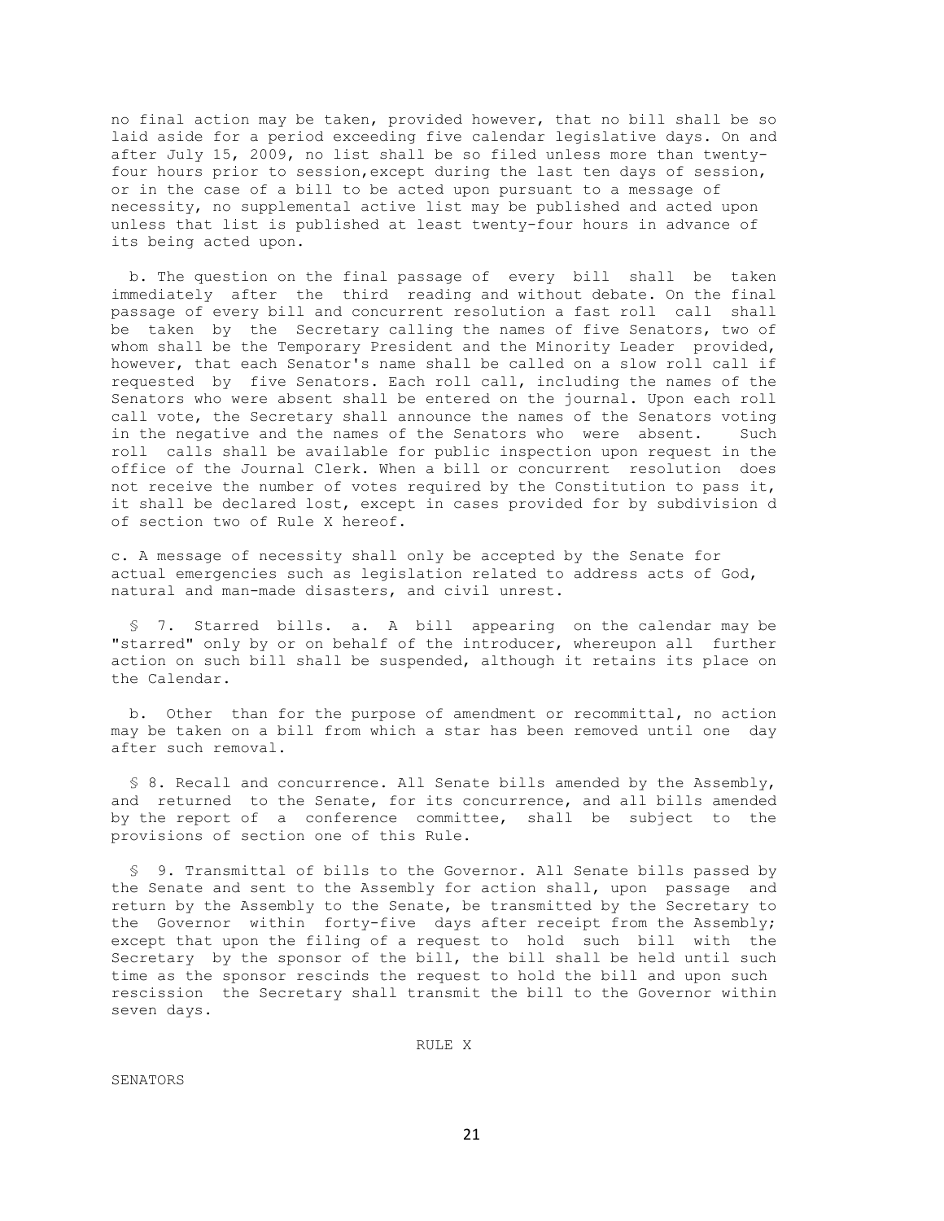no final action may be taken, provided however, that no bill shall be so laid aside for a period exceeding five calendar legislative days. On and after July 15, 2009, no list shall be so filed unless more than twenty-four hours prior to session,except during the last ten days of session, or in the case of a bill to be acted upon pursuant to a message of necessity, no supplemental active list may be published and acted upon unless that list is published at least twenty-four hours in advance of its being acted upon.

b. The question on the final passage of every bill shall be taken immediately after the third reading and without debate. On the final passage of every bill and concurrent resolution a fast roll call shall be taken by the Secretary calling the names of five Senators, two of whom shall be the Temporary President and the Minority Leader provided, however, that each Senator's name shall be called on a slow roll call if requested by five Senators. Each roll call, including the names of the Senators who were absent shall be entered on the journal. Upon each roll call vote, the Secretary shall announce the names of the Senators voting in the negative and the names of the Senators who were absent. Such roll calls shall be available for public inspection upon request in the office of the Journal Clerk. When a bill or concurrent resolution does not receive the number of votes required by the Constitution to pass it, it shall be declared lost, except in cases provided for by subdivision d of section two of Rule X hereof.

c. A message of necessity shall only be accepted by the Senate for actual emergencies such as legislation related to address acts of God, natural and man-made disasters, and civil unrest.

§ 7. Starred bills. a. A bill appearing on the calendar may be "starred" only by or on behalf of the introducer, whereupon all further action on such bill shall be suspended, although it retains its place on the Calendar.

b. Other than for the purpose of amendment or recommittal, no action may be taken on a bill from which a star has been removed until one day after such removal.

§ 8. Recall and concurrence. All Senate bills amended by the Assembly, and returned to the Senate, for its concurrence, and all bills amended by the report of a conference committee, shall be subject to the provisions of section one of this Rule.

§ 9. Transmittal of bills to the Governor. All Senate bills passed by the Senate and sent to the Assembly for action shall, upon passage and return by the Assembly to the Senate, be transmitted by the Secretary to the Governor within forty-five days after receipt from the Assembly; except that upon the filing of a request to hold such bill with the Secretary by the sponsor of the bill, the bill shall be held until such time as the sponsor rescinds the request to hold the bill and upon such rescission the Secretary shall transmit the bill to the Governor within seven days.

## RULE X

SENATORS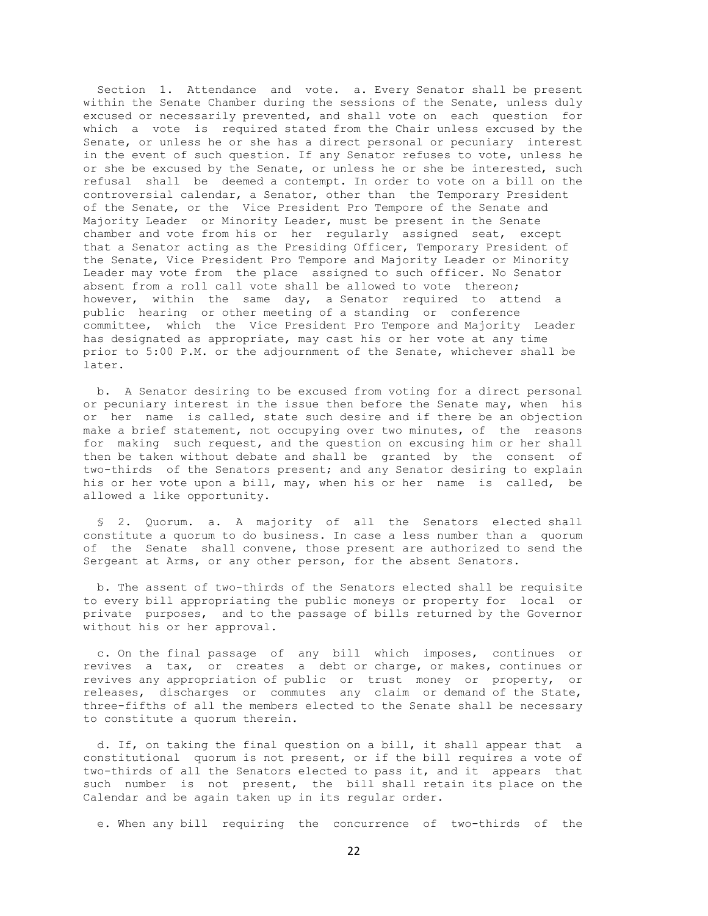Section 1. Attendance and vote. a. Every Senator shall be present within the Senate Chamber during the sessions of the Senate, unless duly excused or necessarily prevented, and shall vote on each question for which a vote is required stated from the Chair unless excused by the Senate, or unless he or she has a direct personal or pecuniary interest in the event of such question. If any Senator refuses to vote, unless he or she be excused by the Senate, or unless he or she be interested, such refusal shall be deemed a contempt. In order to vote on a bill on the controversial calendar, a Senator, other than the Temporary President of the Senate, or the Vice President Pro Tempore of the Senate and Majority Leader or Minority Leader, must be present in the Senate chamber and vote from his or her regularly assigned seat, except that a Senator acting as the Presiding Officer, Temporary President of the Senate, Vice President Pro Tempore and Majority Leader or Minority Leader may vote from the place assigned to such officer. No Senator absent from a roll call vote shall be allowed to vote thereon; however, within the same day, a Senator required to attend a public hearing or other meeting of a standing or conference committee, which the Vice President Pro Tempore and Majority Leader has designated as appropriate, may cast his or her vote at any time prior to 5:00 P.M. or the adjournment of the Senate, whichever shall be later.

b. A Senator desiring to be excused from voting for a direct personal or pecuniary interest in the issue then before the Senate may, when his or her name is called, state such desire and if there be an objection make a brief statement, not occupying over two minutes, of the reasons for making such request, and the question on excusing him or her shall then be taken without debate and shall be granted by the consent of two-thirds of the Senators present; and any Senator desiring to explain his or her vote upon a bill, may, when his or her name is called, be allowed a like opportunity.

§ 2. Quorum. a. A majority of all the Senators elected shall constitute a quorum to do business. In case a less number than a quorum of the Senate shall convene, those present are authorized to send the Sergeant at Arms, or any other person, for the absent Senators.

b. The assent of two-thirds of the Senators elected shall be requisite to every bill appropriating the public moneys or property for local or private purposes, and to the passage of bills returned by the Governor without his or her approval.

c. On the final passage of any bill which imposes, continues or revives a tax, or creates a debt or charge, or makes, continues or revives any appropriation of public or trust money or property, or releases, discharges or commutes any claim or demand of the State, three-fifths of all the members elected to the Senate shall be necessary to constitute a quorum therein.

d. If, on taking the final question on a bill, it shall appear that a constitutional quorum is not present, or if the bill requires a vote of two-thirds of all the Senators elected to pass it, and it appears that such number is not present, the bill shall retain its place on the Calendar and be again taken up in its regular order.

e. When any bill requiring the concurrence of two-thirds of the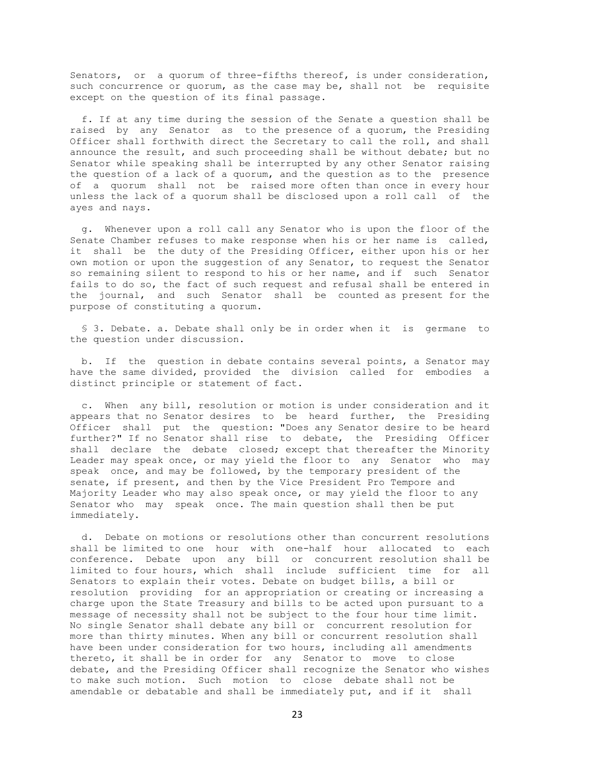Senators, or a quorum of three-fifths thereof, is under consideration, such concurrence or quorum, as the case may be, shall not be requisite except on the question of its final passage.

f. If at any time during the session of the Senate a question shall be raised by any Senator as to the presence of a quorum, the Presiding Officer shall forthwith direct the Secretary to call the roll, and shall announce the result, and such proceeding shall be without debate; but no Senator while speaking shall be interrupted by any other Senator raising the question of a lack of a quorum, and the question as to the presence of a quorum shall not be raised more often than once in every hour unless the lack of a quorum shall be disclosed upon a roll call of the ayes and nays.

g. Whenever upon a roll call any Senator who is upon the floor of the Senate Chamber refuses to make response when his or her name is called, it shall be the duty of the Presiding Officer, either upon his or her own motion or upon the suggestion of any Senator, to request the Senator so remaining silent to respond to his or her name, and if such Senator fails to do so, the fact of such request and refusal shall be entered in the journal, and such Senator shall be counted as present for the purpose of constituting a quorum.

§ 3. Debate. a. Debate shall only be in order when it is germane to the question under discussion.

b. If the question in debate contains several points, a Senator may have the same divided, provided the division called for embodies a distinct principle or statement of fact.

c. When any bill, resolution or motion is under consideration and it appears that no Senator desires to be heard further, the Presiding Officer shall put the question: "Does any Senator desire to be heard further?" If no Senator shall rise to debate, the Presiding Officer shall declare the debate closed; except that thereafter the Minority Leader may speak once, or may yield the floor to any Senator who may speak once, and may be followed, by the temporary president of the senate, if present, and then by the Vice President Pro Tempore and Majority Leader who may also speak once, or may yield the floor to any Senator who may speak once. The main question shall then be put immediately.

d. Debate on motions or resolutions other than concurrent resolutions shall be limited to one hour with one-half hour allocated to each conference. Debate upon any bill or concurrent resolution shall be limited to four hours, which shall include sufficient time for all Senators to explain their votes. Debate on budget bills, a bill or resolution providing for an appropriation or creating or increasing a charge upon the State Treasury and bills to be acted upon pursuant to a message of necessity shall not be subject to the four hour time limit. No single Senator shall debate any bill or concurrent resolution for more than thirty minutes. When any bill or concurrent resolution shall have been under consideration for two hours, including all amendments thereto, it shall be in order for any Senator to move to close debate, and the Presiding Officer shall recognize the Senator who wishes to make such motion. Such motion to close debate shall not be amendable or debatable and shall be immediately put, and if it shall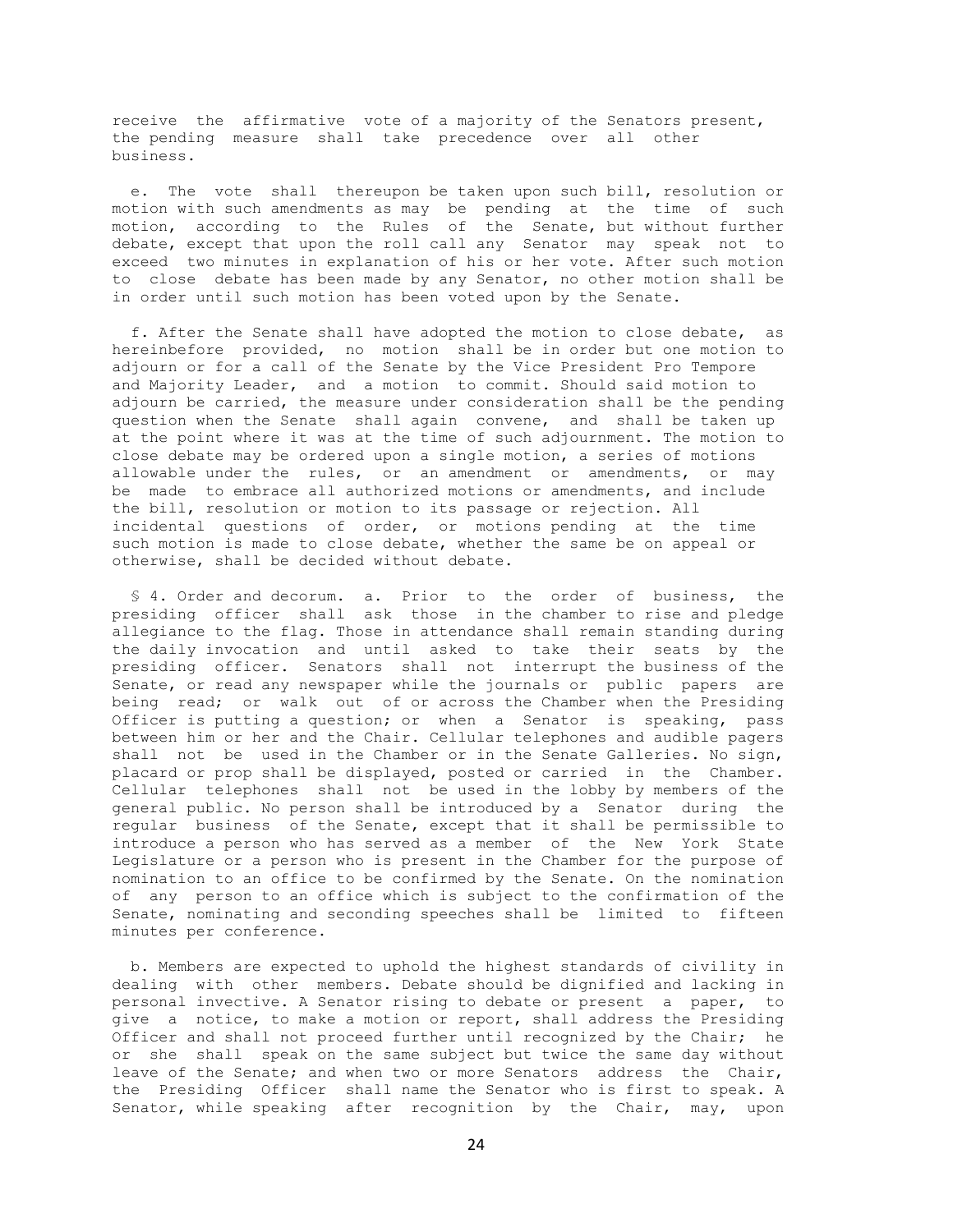receive the affirmative vote of a majority of the Senators present, the pending measure shall take precedence over all other business.

e. The vote shall thereupon be taken upon such bill, resolution or motion with such amendments as may be pending at the time of such motion, according to the Rules of the Senate, but without further debate, except that upon the roll call any Senator may speak not to exceed two minutes in explanation of his or her vote. After such motion to close debate has been made by any Senator, no other motion shall be in order until such motion has been voted upon by the Senate.

f. After the Senate shall have adopted the motion to close debate, as hereinbefore provided, no motion shall be in order but one motion to adjourn or for a call of the Senate by the Vice President Pro Tempore and Majority Leader, and a motion to commit. Should said motion to adjourn be carried, the measure under consideration shall be the pending question when the Senate shall again convene, and shall be taken up at the point where it was at the time of such adjournment. The motion to close debate may be ordered upon a single motion, a series of motions allowable under the rules, or an amendment or amendments, or may be made to embrace all authorized motions or amendments, and include the bill, resolution or motion to its passage or rejection. All incidental questions of order, or motions pending at the time such motion is made to close debate, whether the same be on appeal or otherwise, shall be decided without debate.

§ 4. Order and decorum. a. Prior to the order of business, the presiding officer shall ask those in the chamber to rise and pledge allegiance to the flag. Those in attendance shall remain standing during the daily invocation and until asked to take their seats by the presiding officer. Senators shall not interrupt the business of the Senate, or read any newspaper while the journals or public papers are being read; or walk out of or across the Chamber when the Presiding Officer is putting a question; or when a Senator is speaking, pass between him or her and the Chair. Cellular telephones and audible pagers shall not be used in the Chamber or in the Senate Galleries. No sign, placard or prop shall be displayed, posted or carried in the Chamber. Cellular telephones shall not be used in the lobby by members of the general public. No person shall be introduced by a Senator during the regular business of the Senate, except that it shall be permissible to introduce a person who has served as a member of the New York State Legislature or a person who is present in the Chamber for the purpose of nomination to an office to be confirmed by the Senate. On the nomination of any person to an office which is subject to the confirmation of the Senate, nominating and seconding speeches shall be limited to fifteen minutes per conference.

b. Members are expected to uphold the highest standards of civility in dealing with other members. Debate should be dignified and lacking in personal invective. A Senator rising to debate or present a paper, to give a notice, to make a motion or report, shall address the Presiding Officer and shall not proceed further until recognized by the Chair; he or she shall speak on the same subject but twice the same day without leave of the Senate; and when two or more Senators address the Chair, the Presiding Officer shall name the Senator who is first to speak. A Senator, while speaking after recognition by the Chair, may, upon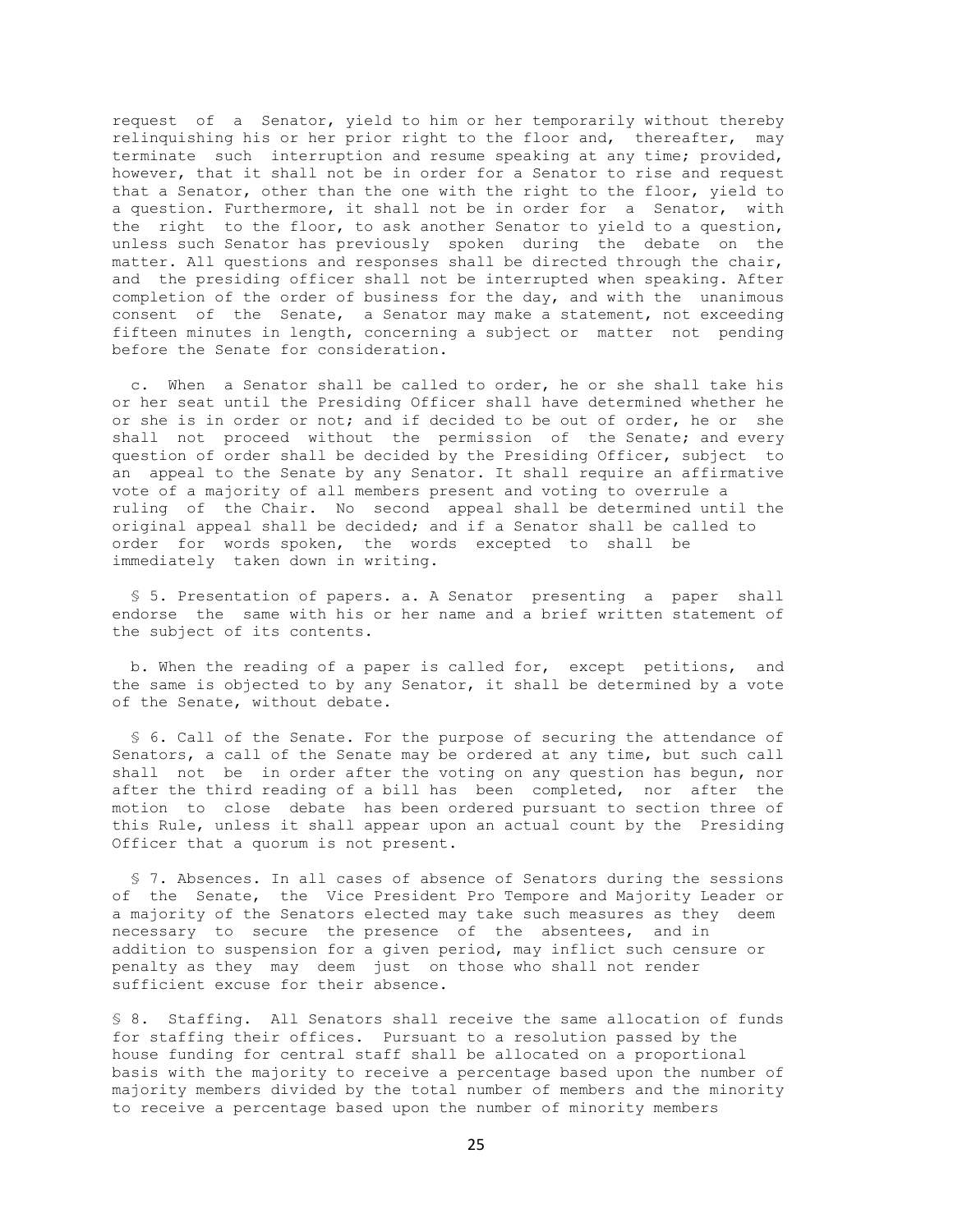request of a Senator, yield to him or her temporarily without thereby relinquishing his or her prior right to the floor and, thereafter, may terminate such interruption and resume speaking at any time; provided, however, that it shall not be in order for a Senator to rise and request that a Senator, other than the one with the right to the floor, yield to a question. Furthermore, it shall not be in order for a Senator, with the right to the floor, to ask another Senator to yield to a question, unless such Senator has previously spoken during the debate on the matter. All questions and responses shall be directed through the chair, and the presiding officer shall not be interrupted when speaking. After completion of the order of business for the day, and with the unanimous consent of the Senate, a Senator may make a statement, not exceeding fifteen minutes in length, concerning a subject or matter not pending before the Senate for consideration.

c. When a Senator shall be called to order, he or she shall take his or her seat until the Presiding Officer shall have determined whether he or she is in order or not; and if decided to be out of order, he or she shall not proceed without the permission of the Senate; and every question of order shall be decided by the Presiding Officer, subject to an appeal to the Senate by any Senator. It shall require an affirmative vote of a majority of all members present and voting to overrule a ruling of the Chair. No second appeal shall be determined until the original appeal shall be decided; and if a Senator shall be called to order for words spoken, the words excepted to shall be immediately taken down in writing.

§ 5. Presentation of papers. a. A Senator presenting a paper shall endorse the same with his or her name and a brief written statement of the subject of its contents.

b. When the reading of a paper is called for, except petitions, and the same is objected to by any Senator, it shall be determined by a vote of the Senate, without debate.

§ 6. Call of the Senate. For the purpose of securing the attendance of Senators, a call of the Senate may be ordered at any time, but such call shall not be in order after the voting on any question has begun, nor after the third reading of a bill has been completed, nor after the motion to close debate has been ordered pursuant to section three of this Rule, unless it shall appear upon an actual count by the Presiding Officer that a quorum is not present.

§ 7. Absences. In all cases of absence of Senators during the sessions of the Senate, the Vice President Pro Tempore and Majority Leader or a majority of the Senators elected may take such measures as they deem necessary to secure the presence of the absentees, and in addition to suspension for a given period, may inflict such censure or penalty as they may deem just on those who shall not render sufficient excuse for their absence.

§ 8. Staffing. All Senators shall receive the same allocation of funds for staffing their offices. Pursuant to a resolution passed by the house funding for central staff shall be allocated on a proportional basis with the majority to receive a percentage based upon the number of majority members divided by the total number of members and the minority to receive a percentage based upon the number of minority members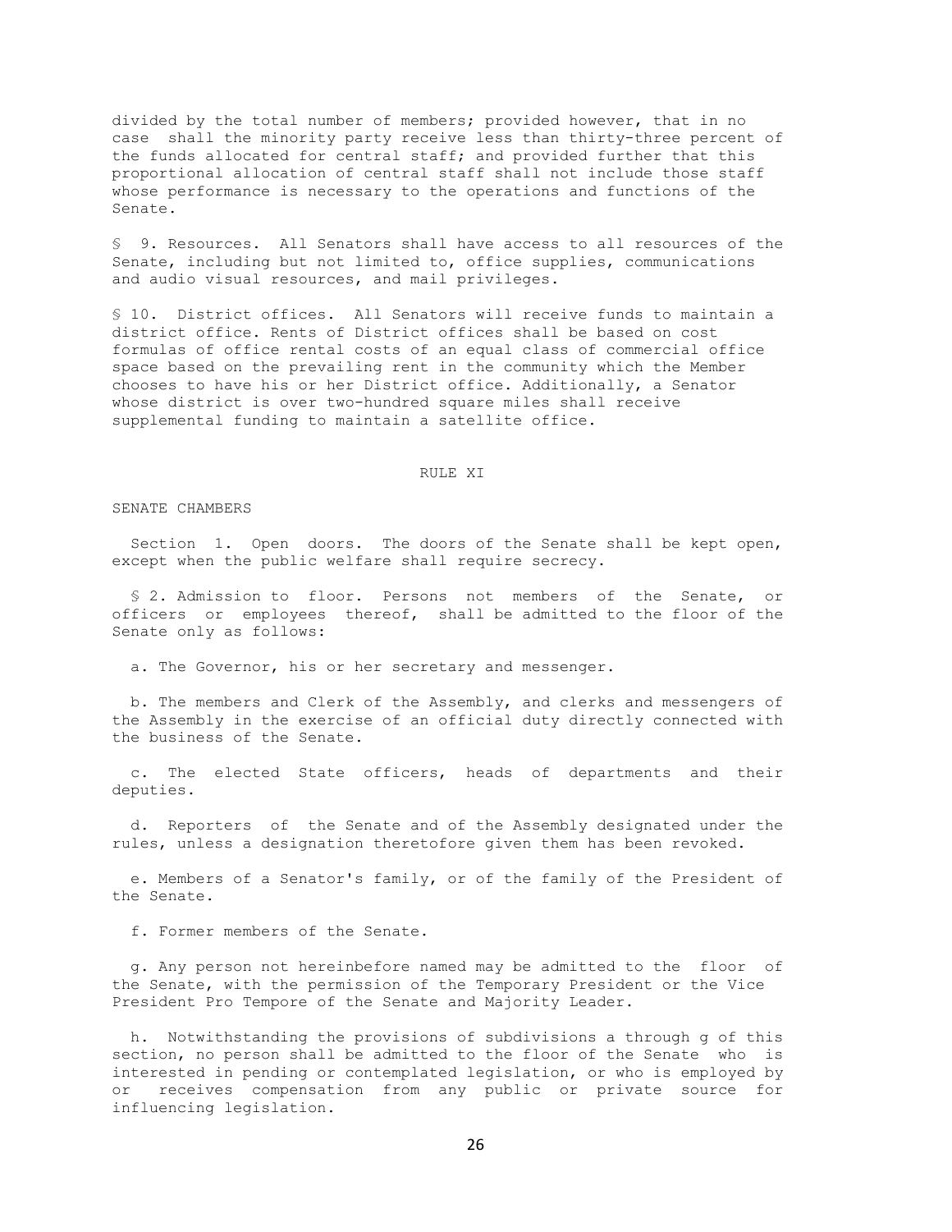divided by the total number of members; provided however, that in no case shall the minority party receive less than thirty-three percent of the funds allocated for central staff; and provided further that this proportional allocation of central staff shall not include those staff whose performance is necessary to the operations and functions of the Senate.

§ 9. Resources. All Senators shall have access to all resources of the Senate, including but not limited to, office supplies, communications and audio visual resources, and mail privileges.

§ 10. District offices. All Senators will receive funds to maintain a district office. Rents of District offices shall be based on cost formulas of office rental costs of an equal class of commercial office space based on the prevailing rent in the community which the Member chooses to have his or her District office. Additionally, a Senator whose district is over two-hundred square miles shall receive supplemental funding to maintain a satellite office.

## RULE XI

### SENATE CHAMBERS

Section 1. Open doors. The doors of the Senate shall be kept open, except when the public welfare shall require secrecy.

§ 2. Admission to floor. Persons not members of the Senate, or officers or employees thereof, shall be admitted to the floor of the Senate only as follows:

a. The Governor, his or her secretary and messenger.

b. The members and Clerk of the Assembly, and clerks and messengers of the Assembly in the exercise of an official duty directly connected with the business of the Senate.

c. The elected State officers, heads of departments and their deputies.

d. Reporters of the Senate and of the Assembly designated under the rules, unless a designation theretofore given them has been revoked.

e. Members of a Senator's family, or of the family of the President of the Senate.

f. Former members of the Senate.

g. Any person not hereinbefore named may be admitted to the floor of the Senate, with the permission of the Temporary President or the Vice President Pro Tempore of the Senate and Majority Leader.

h. Notwithstanding the provisions of subdivisions a through g of this section, no person shall be admitted to the floor of the Senate who is interested in pending or contemplated legislation, or who is employed by or receives compensation from any public or private source for influencing legislation.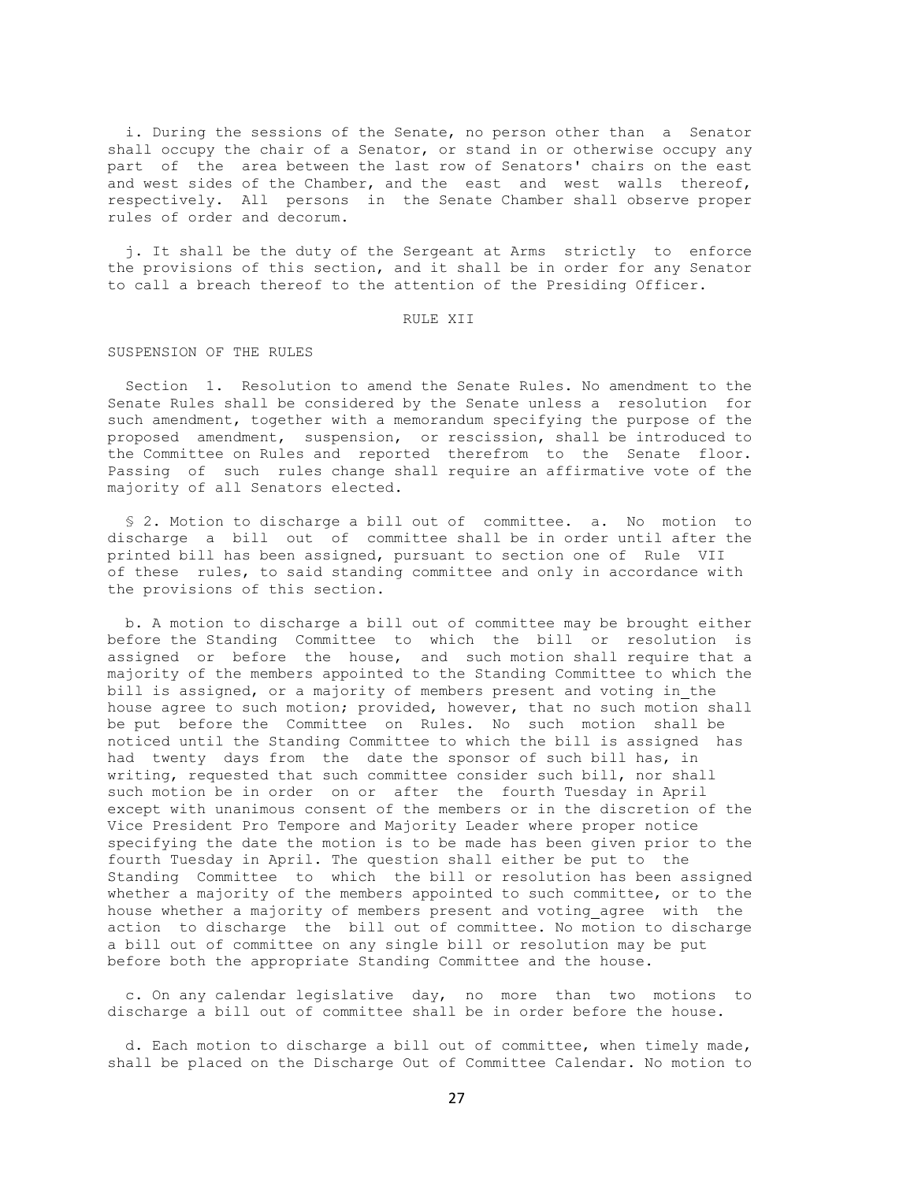i. During the sessions of the Senate, no person other than a Senator shall occupy the chair of a Senator, or stand in or otherwise occupy any part of the area between the last row of Senators' chairs on the east and west sides of the Chamber, and the east and west walls thereof, respectively. All persons in the Senate Chamber shall observe proper rules of order and decorum.

j. It shall be the duty of the Sergeant at Arms strictly to enforce the provisions of this section, and it shall be in order for any Senator to call a breach thereof to the attention of the Presiding Officer.

## RULE XII

### SUSPENSION OF THE RULES

Section 1. Resolution to amend the Senate Rules. No amendment to the Senate Rules shall be considered by the Senate unless a resolution for such amendment, together with a memorandum specifying the purpose of the proposed amendment, suspension, or rescission, shall be introduced to the Committee on Rules and reported therefrom to the Senate floor. Passing of such rules change shall require an affirmative vote of the majority of all Senators elected.

§ 2. Motion to discharge a bill out of committee. a. No motion to discharge a bill out of committee shall be in order until after the printed bill has been assigned, pursuant to section one of Rule VII of these rules, to said standing committee and only in accordance with the provisions of this section.

b. A motion to discharge a bill out of committee may be brought either before the Standing Committee to which the bill or resolution is assigned or before the house, and such motion shall require that a majority of the members appointed to the Standing Committee to which the bill is assigned, or a majority of members present and voting in the house agree to such motion; provided, however, that no such motion shall be put before the Committee on Rules. No such motion shall be noticed until the Standing Committee to which the bill is assigned has had twenty days from the date the sponsor of such bill has, in writing, requested that such committee consider such bill, nor shall such motion be in order on or after the fourth Tuesday in April except with unanimous consent of the members or in the discretion of the Vice President Pro Tempore and Majority Leader where proper notice specifying the date the motion is to be made has been given prior to the fourth Tuesday in April. The question shall either be put to the Standing Committee to which the bill or resolution has been assigned whether a majority of the members appointed to such committee, or to the house whether a majority of members present and voting agree with the action to discharge the bill out of committee. No motion to discharge a bill out of committee on any single bill or resolution may be put before both the appropriate Standing Committee and the house.

c. On any calendar legislative day, no more than two motions to discharge a bill out of committee shall be in order before the house.

d. Each motion to discharge a bill out of committee, when timely made, shall be placed on the Discharge Out of Committee Calendar. No motion to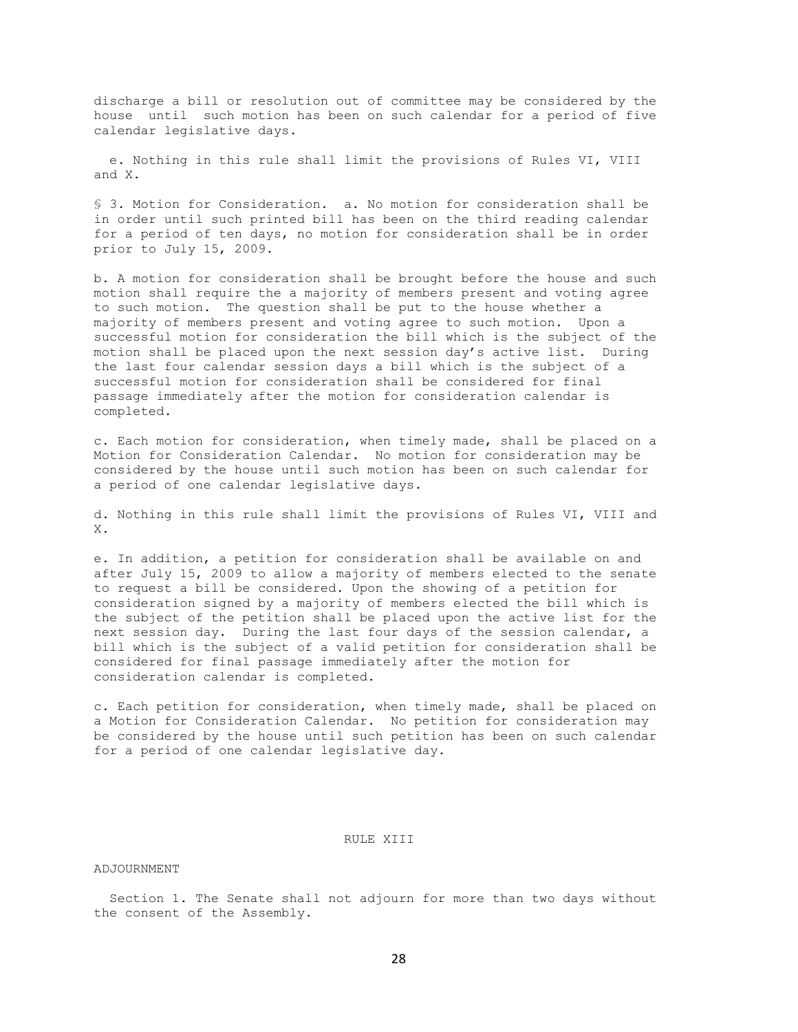discharge a bill or resolution out of committee may be considered by the house until such motion has been on such calendar for a period of five calendar legislative days.

e. Nothing in this rule shall limit the provisions of Rules VI, VIII and X.

§ 3. Motion for Consideration. a. No motion for consideration shall be in order until such printed bill has been on the third reading calendar for a period of ten days, no motion for consideration shall be in order prior to July 15, 2009.

b. A motion for consideration shall be brought before the house and such motion shall require the a majority of members present and voting agree to such motion. The question shall be put to the house whether a majority of members present and voting agree to such motion. Upon a successful motion for consideration the bill which is the subject of the motion shall be placed upon the next session day's active list. During the last four calendar session days a bill which is the subject of a successful motion for consideration shall be considered for final passage immediately after the motion for consideration calendar is completed.

c. Each motion for consideration, when timely made, shall be placed on a Motion for Consideration Calendar. No motion for consideration may be considered by the house until such motion has been on such calendar for a period of one calendar legislative days.

d. Nothing in this rule shall limit the provisions of Rules VI, VIII and X.

e. In addition, a petition for consideration shall be available on and after July 15, 2009 to allow a majority of members elected to the senate to request a bill be considered. Upon the showing of a petition for consideration signed by a majority of members elected the bill which is the subject of the petition shall be placed upon the active list for the next session day. During the last four days of the session calendar, a bill which is the subject of a valid petition for consideration shall be considered for final passage immediately after the motion for consideration calendar is completed.

c. Each petition for consideration, when timely made, shall be placed on a Motion for Consideration Calendar. No petition for consideration may be considered by the house until such petition has been on such calendar for a period of one calendar legislative day.

## RULE XIII

### ADJOURNMENT

Section 1. The Senate shall not adjourn for more than two days without the consent of the Assembly.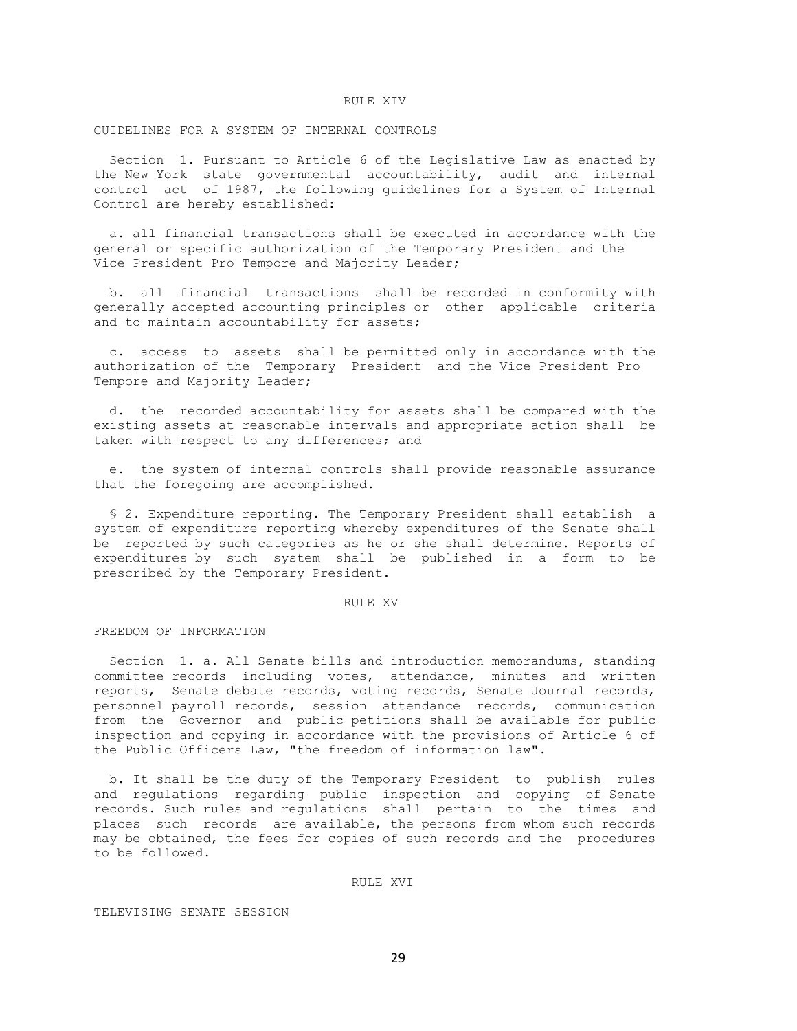## RULE XIV

### GUIDELINES FOR A SYSTEM OF INTERNAL CONTROLS

Section 1. Pursuant to Article 6 of the Legislative Law as enacted by the New York state governmental accountability, audit and internal control act of 1987, the following guidelines for a System of Internal Control are hereby established:

a. all financial transactions shall be executed in accordance with the general or specific authorization of the Temporary President and the Vice President Pro Tempore and Majority Leader;

b. all financial transactions shall be recorded in conformity with generally accepted accounting principles or other applicable criteria and to maintain accountability for assets;

c. access to assets shall be permitted only in accordance with the authorization of the Temporary President and the Vice President Pro Tempore and Majority Leader;

d. the recorded accountability for assets shall be compared with the existing assets at reasonable intervals and appropriate action shall be taken with respect to any differences; and

e. the system of internal controls shall provide reasonable assurance that the foregoing are accomplished.

§ 2. Expenditure reporting. The Temporary President shall establish a system of expenditure reporting whereby expenditures of the Senate shall be reported by such categories as he or she shall determine. Reports of expenditures by such system shall be published in a form to be prescribed by the Temporary President.

## RULE XV

### FREEDOM OF INFORMATION

Section 1. a. All Senate bills and introduction memorandums, standing committee records including votes, attendance, minutes and written reports, Senate debate records, voting records, Senate Journal records, personnel payroll records, session attendance records, communication from the Governor and public petitions shall be available for public inspection and copying in accordance with the provisions of Article 6 of the Public Officers Law, "the freedom of information law".

b. It shall be the duty of the Temporary President to publish rules and regulations regarding public inspection and copying of Senate records. Such rules and regulations shall pertain to the times and places such records are available, the persons from whom such records may be obtained, the fees for copies of such records and the procedures to be followed.

## RULE XVI

### TELEVISING SENATE SESSION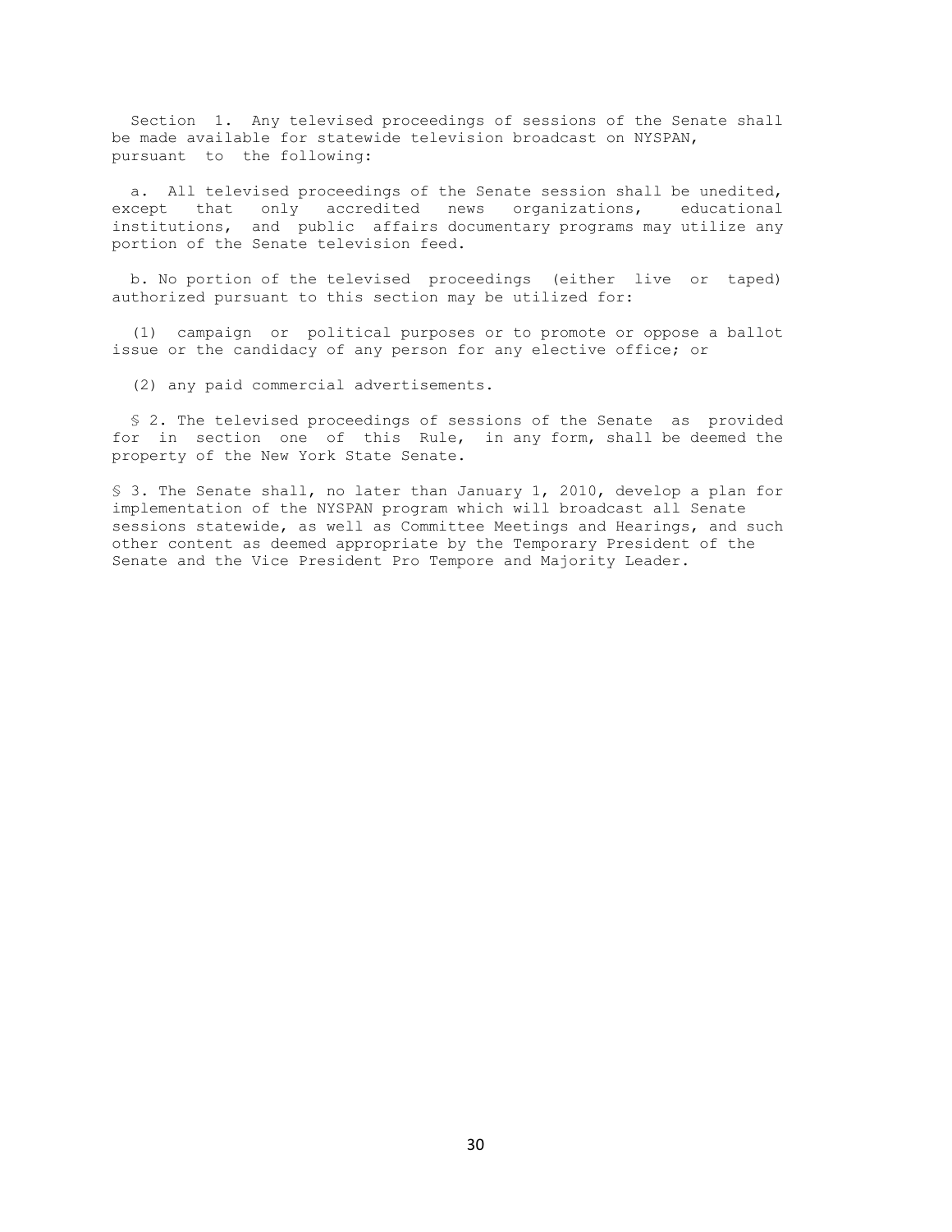Section 1. Any televised proceedings of sessions of the Senate shall be made available for statewide television broadcast on NYSPAN, pursuant to the following:

a. All televised proceedings of the Senate session shall be unedited, except that only accredited news organizations, educational institutions, and public affairs documentary programs may utilize any portion of the Senate television feed.

b. No portion of the televised proceedings (either live or taped) authorized pursuant to this section may be utilized for:

(1) campaign or political purposes or to promote or oppose a ballot issue or the candidacy of any person for any elective office; or

(2) any paid commercial advertisements.

§ 2. The televised proceedings of sessions of the Senate as provided for in section one of this Rule, in any form, shall be deemed the property of the New York State Senate.

§ 3. The Senate shall, no later than January 1, 2010, develop a plan for implementation of the NYSPAN program which will broadcast all Senate sessions statewide, as well as Committee Meetings and Hearings, and such other content as deemed appropriate by the Temporary President of the Senate and the Vice President Pro Tempore and Majority Leader.